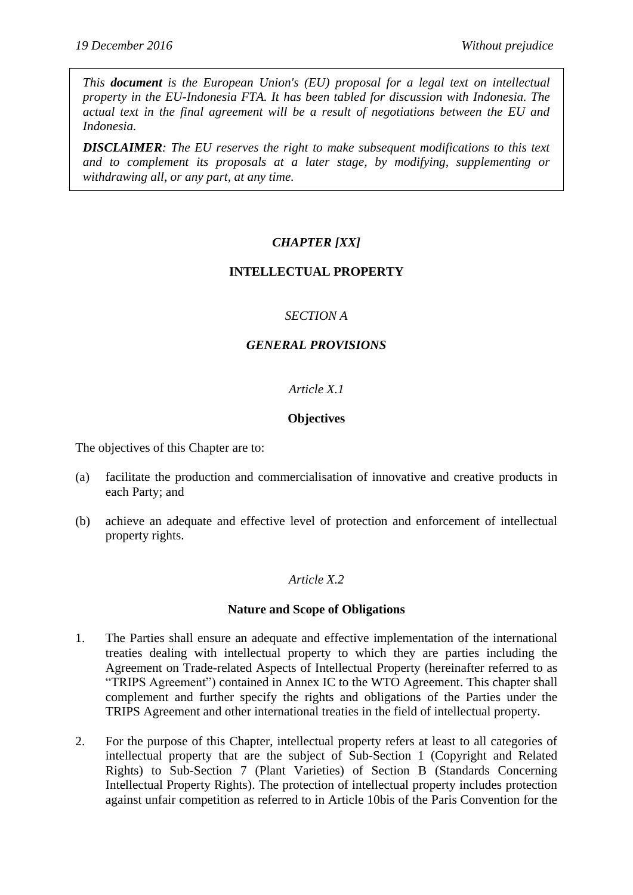*19 December 2016* *Without prejudice*

*This **document** is the European Union's (EU) proposal for a legal text on intellectual property in the EU-Indonesia FTA. It has been tabled for discussion with Indonesia. The actual text in the final agreement will be a result of negotiations between the EU and Indonesia.*

***DISCLAIMER**: The EU reserves the right to make subsequent modifications to this text and to complement its proposals at a later stage, by modifying, supplementing or withdrawing all, or any part, at any time.*

# *CHAPTER [XX]*

# INTELLECTUAL PROPERTY

## *SECTION A*

## *GENERAL PROVISIONS*

### *Article X.1*

### Objectives

The objectives of this Chapter are to:

(a) facilitate the production and commercialisation of innovative and creative products in each Party; and

(b) achieve an adequate and effective level of protection and enforcement of intellectual property rights.

### *Article X.2*

### Nature and Scope of Obligations

1. The Parties shall ensure an adequate and effective implementation of the international treaties dealing with intellectual property to which they are parties including the Agreement on Trade-related Aspects of Intellectual Property (hereinafter referred to as "TRIPS Agreement") contained in Annex IC to the WTO Agreement. This chapter shall complement and further specify the rights and obligations of the Parties under the TRIPS Agreement and other international treaties in the field of intellectual property.

2. For the purpose of this Chapter, intellectual property refers at least to all categories of intellectual property that are the subject of Sub-Section 1 (Copyright and Related Rights) to Sub-Section 7 (Plant Varieties) of Section B (Standards Concerning Intellectual Property Rights). The protection of intellectual property includes protection against unfair competition as referred to in Article 10bis of the Paris Convention for the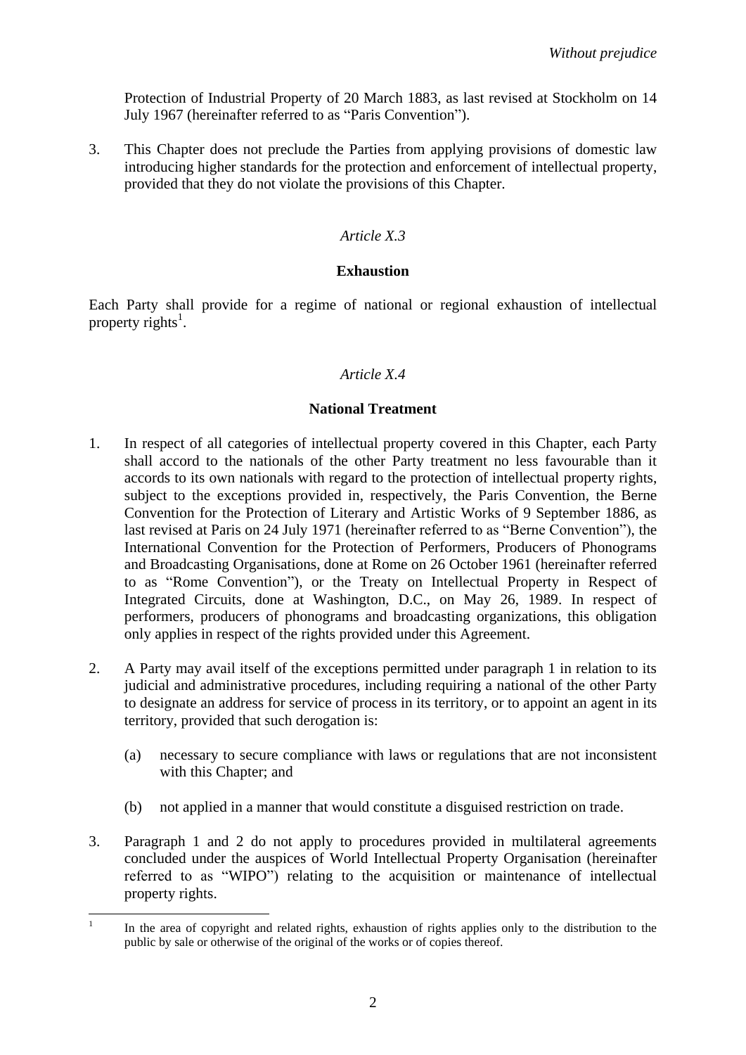Protection of Industrial Property of 20 March 1883, as last revised at Stockholm on 14 July 1967 (hereinafter referred to as "Paris Convention").

3. This Chapter does not preclude the Parties from applying provisions of domestic law introducing higher standards for the protection and enforcement of intellectual property, provided that they do not violate the provisions of this Chapter.

*Article X.3*

**Exhaustion**

Each Party shall provide for a regime of national or regional exhaustion of intellectual property rights[1].

*Article X.4*

**National Treatment**

1. In respect of all categories of intellectual property covered in this Chapter, each Party shall accord to the nationals of the other Party treatment no less favourable than it accords to its own nationals with regard to the protection of intellectual property rights, subject to the exceptions provided in, respectively, the Paris Convention, the Berne Convention for the Protection of Literary and Artistic Works of 9 September 1886, as last revised at Paris on 24 July 1971 (hereinafter referred to as "Berne Convention"), the International Convention for the Protection of Performers, Producers of Phonograms and Broadcasting Organisations, done at Rome on 26 October 1961 (hereinafter referred to as "Rome Convention"), or the Treaty on Intellectual Property in Respect of Integrated Circuits, done at Washington, D.C., on May 26, 1989. In respect of performers, producers of phonograms and broadcasting organizations, this obligation only applies in respect of the rights provided under this Agreement.

2. A Party may avail itself of the exceptions permitted under paragraph 1 in relation to its judicial and administrative procedures, including requiring a national of the other Party to designate an address for service of process in its territory, or to appoint an agent in its territory, provided that such derogation is:

   (a) necessary to secure compliance with laws or regulations that are not inconsistent with this Chapter; and

   (b) not applied in a manner that would constitute a disguised restriction on trade.

3. Paragraph 1 and 2 do not apply to procedures provided in multilateral agreements concluded under the auspices of World Intellectual Property Organisation (hereinafter referred to as "WIPO") relating to the acquisition or maintenance of intellectual property rights.

---

[1] In the area of copyright and related rights, exhaustion of rights applies only to the distribution to the public by sale or otherwise of the original of the works or of copies thereof.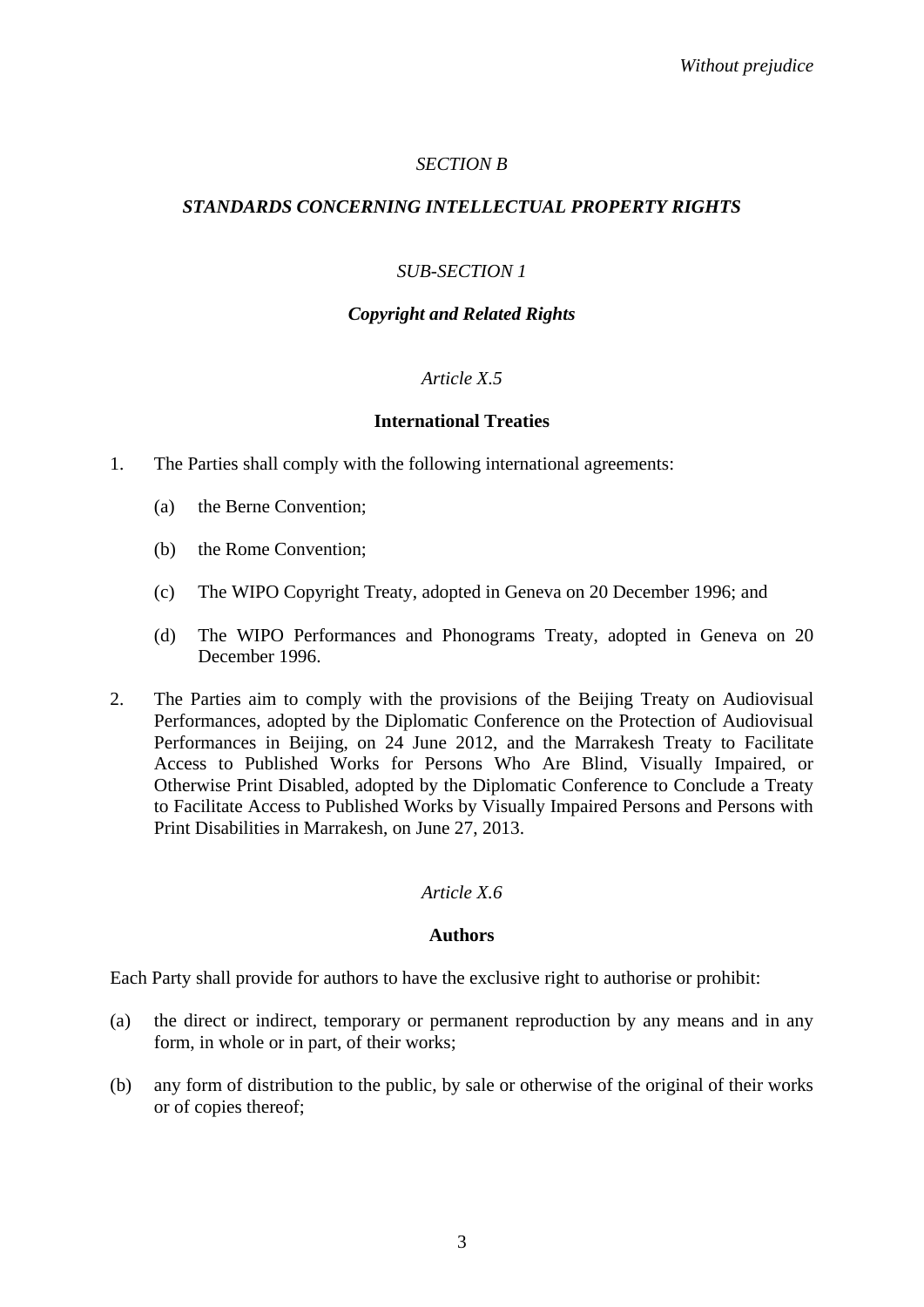*Without prejudice*

### *SECTION B*

### ***STANDARDS CONCERNING INTELLECTUAL PROPERTY RIGHTS***

#### *SUB-SECTION 1*

#### ***Copyright and Related Rights***

##### *Article X.5*

##### **International Treaties**

1. The Parties shall comply with the following international agreements:

   (a) the Berne Convention;

   (b) the Rome Convention;

   (c) The WIPO Copyright Treaty, adopted in Geneva on 20 December 1996; and

   (d) The WIPO Performances and Phonograms Treaty, adopted in Geneva on 20 December 1996.

2. The Parties aim to comply with the provisions of the Beijing Treaty on Audiovisual Performances, adopted by the Diplomatic Conference on the Protection of Audiovisual Performances in Beijing, on 24 June 2012, and the Marrakesh Treaty to Facilitate Access to Published Works for Persons Who Are Blind, Visually Impaired, or Otherwise Print Disabled, adopted by the Diplomatic Conference to Conclude a Treaty to Facilitate Access to Published Works by Visually Impaired Persons and Persons with Print Disabilities in Marrakesh, on June 27, 2013.

##### *Article X.6*

##### **Authors**

Each Party shall provide for authors to have the exclusive right to authorise or prohibit:

(a) the direct or indirect, temporary or permanent reproduction by any means and in any form, in whole or in part, of their works;

(b) any form of distribution to the public, by sale or otherwise of the original of their works or of copies thereof;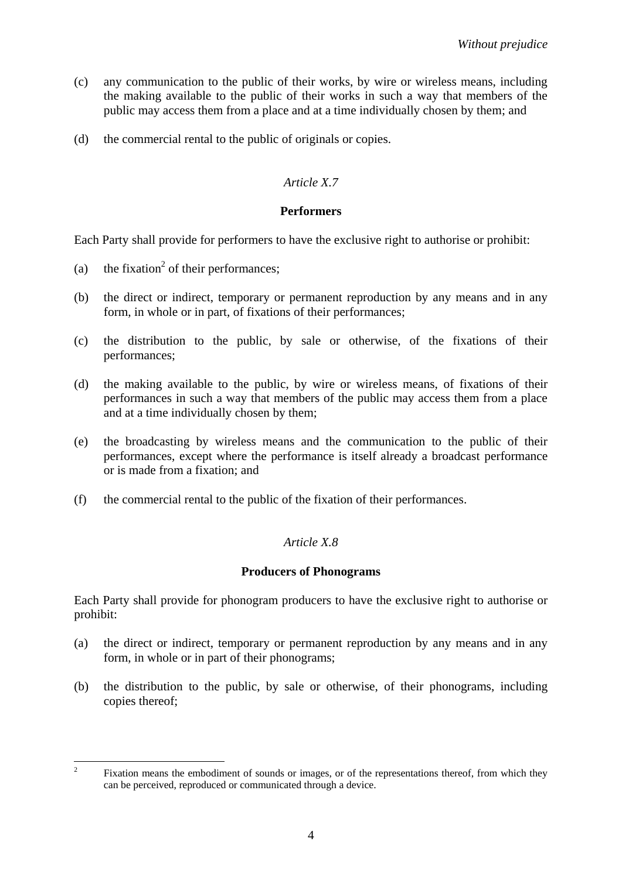(c) any communication to the public of their works, by wire or wireless means, including the making available to the public of their works in such a way that members of the public may access them from a place and at a time individually chosen by them; and

(d) the commercial rental to the public of originals or copies.

*Article X.7*

**Performers**

Each Party shall provide for performers to have the exclusive right to authorise or prohibit:

(a) the fixation[2] of their performances;

(b) the direct or indirect, temporary or permanent reproduction by any means and in any form, in whole or in part, of fixations of their performances;

(c) the distribution to the public, by sale or otherwise, of the fixations of their performances;

(d) the making available to the public, by wire or wireless means, of fixations of their performances in such a way that members of the public may access them from a place and at a time individually chosen by them;

(e) the broadcasting by wireless means and the communication to the public of their performances, except where the performance is itself already a broadcast performance or is made from a fixation; and

(f) the commercial rental to the public of the fixation of their performances.

*Article X.8*

**Producers of Phonograms**

Each Party shall provide for phonogram producers to have the exclusive right to authorise or prohibit:

(a) the direct or indirect, temporary or permanent reproduction by any means and in any form, in whole or in part of their phonograms;

(b) the distribution to the public, by sale or otherwise, of their phonograms, including copies thereof;

---

[2] Fixation means the embodiment of sounds or images, or of the representations thereof, from which they can be perceived, reproduced or communicated through a device.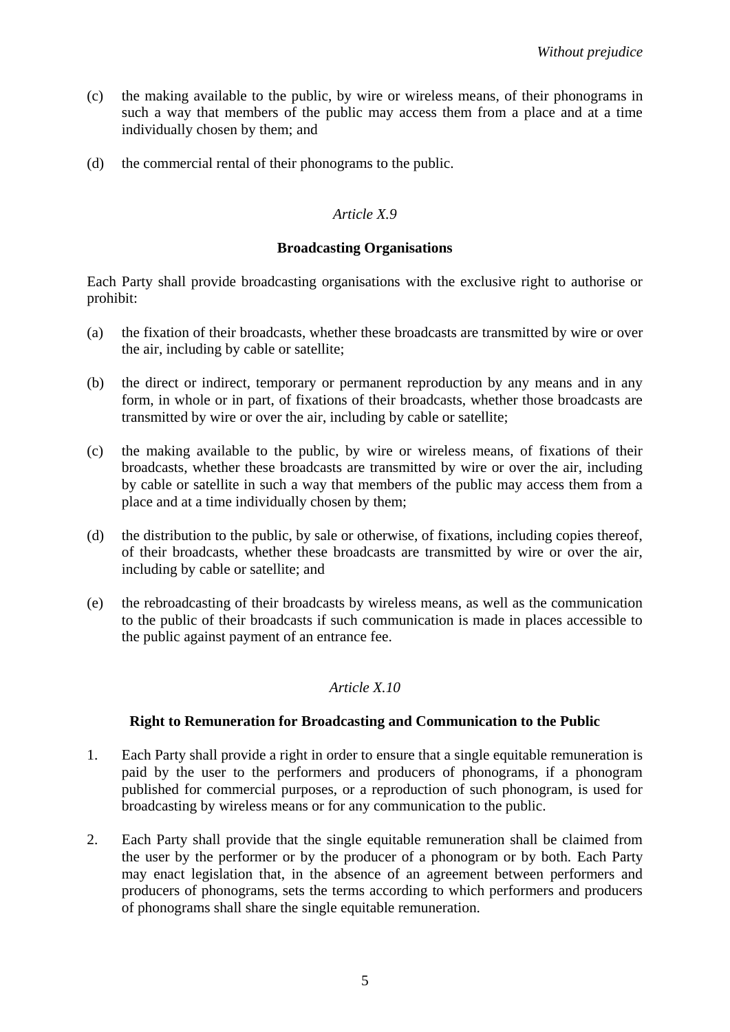(c) the making available to the public, by wire or wireless means, of their phonograms in such a way that members of the public may access them from a place and at a time individually chosen by them; and

(d) the commercial rental of their phonograms to the public.

*Article X.9*

**Broadcasting Organisations**

Each Party shall provide broadcasting organisations with the exclusive right to authorise or prohibit:

(a) the fixation of their broadcasts, whether these broadcasts are transmitted by wire or over the air, including by cable or satellite;

(b) the direct or indirect, temporary or permanent reproduction by any means and in any form, in whole or in part, of fixations of their broadcasts, whether those broadcasts are transmitted by wire or over the air, including by cable or satellite;

(c) the making available to the public, by wire or wireless means, of fixations of their broadcasts, whether these broadcasts are transmitted by wire or over the air, including by cable or satellite in such a way that members of the public may access them from a place and at a time individually chosen by them;

(d) the distribution to the public, by sale or otherwise, of fixations, including copies thereof, of their broadcasts, whether these broadcasts are transmitted by wire or over the air, including by cable or satellite; and

(e) the rebroadcasting of their broadcasts by wireless means, as well as the communication to the public of their broadcasts if such communication is made in places accessible to the public against payment of an entrance fee.

*Article X.10*

**Right to Remuneration for Broadcasting and Communication to the Public**

1. Each Party shall provide a right in order to ensure that a single equitable remuneration is paid by the user to the performers and producers of phonograms, if a phonogram published for commercial purposes, or a reproduction of such phonogram, is used for broadcasting by wireless means or for any communication to the public.

2. Each Party shall provide that the single equitable remuneration shall be claimed from the user by the performer or by the producer of a phonogram or by both. Each Party may enact legislation that, in the absence of an agreement between performers and producers of phonograms, sets the terms according to which performers and producers of phonograms shall share the single equitable remuneration.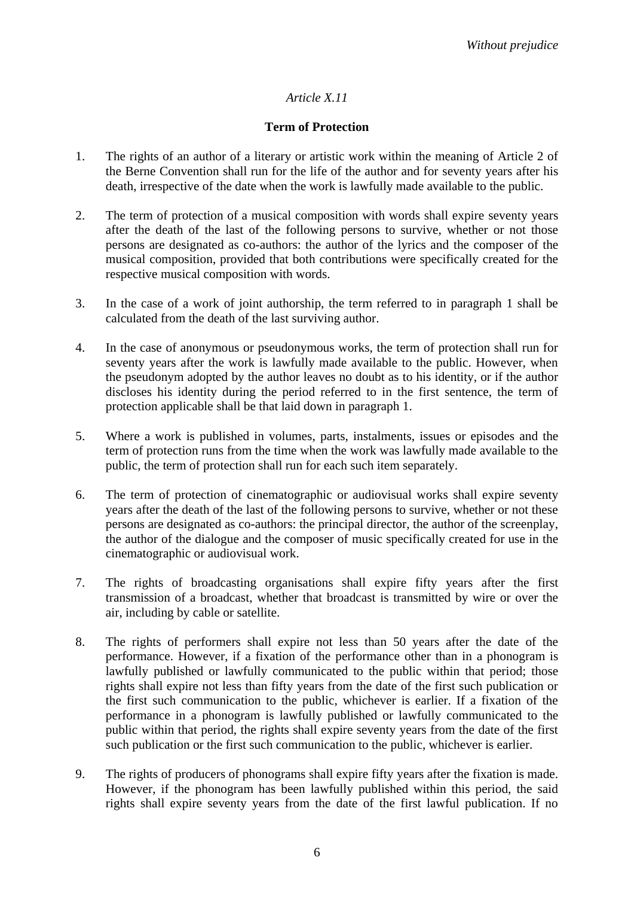*Without prejudice*

*Article X.11*

**Term of Protection**

1. The rights of an author of a literary or artistic work within the meaning of Article 2 of the Berne Convention shall run for the life of the author and for seventy years after his death, irrespective of the date when the work is lawfully made available to the public.

2. The term of protection of a musical composition with words shall expire seventy years after the death of the last of the following persons to survive, whether or not those persons are designated as co-authors: the author of the lyrics and the composer of the musical composition, provided that both contributions were specifically created for the respective musical composition with words.

3. In the case of a work of joint authorship, the term referred to in paragraph 1 shall be calculated from the death of the last surviving author.

4. In the case of anonymous or pseudonymous works, the term of protection shall run for seventy years after the work is lawfully made available to the public. However, when the pseudonym adopted by the author leaves no doubt as to his identity, or if the author discloses his identity during the period referred to in the first sentence, the term of protection applicable shall be that laid down in paragraph 1.

5. Where a work is published in volumes, parts, instalments, issues or episodes and the term of protection runs from the time when the work was lawfully made available to the public, the term of protection shall run for each such item separately.

6. The term of protection of cinematographic or audiovisual works shall expire seventy years after the death of the last of the following persons to survive, whether or not these persons are designated as co-authors: the principal director, the author of the screenplay, the author of the dialogue and the composer of music specifically created for use in the cinematographic or audiovisual work.

7. The rights of broadcasting organisations shall expire fifty years after the first transmission of a broadcast, whether that broadcast is transmitted by wire or over the air, including by cable or satellite.

8. The rights of performers shall expire not less than 50 years after the date of the performance. However, if a fixation of the performance other than in a phonogram is lawfully published or lawfully communicated to the public within that period; those rights shall expire not less than fifty years from the date of the first such publication or the first such communication to the public, whichever is earlier. If a fixation of the performance in a phonogram is lawfully published or lawfully communicated to the public within that period, the rights shall expire seventy years from the date of the first such publication or the first such communication to the public, whichever is earlier.

9. The rights of producers of phonograms shall expire fifty years after the fixation is made. However, if the phonogram has been lawfully published within this period, the said rights shall expire seventy years from the date of the first lawful publication. If no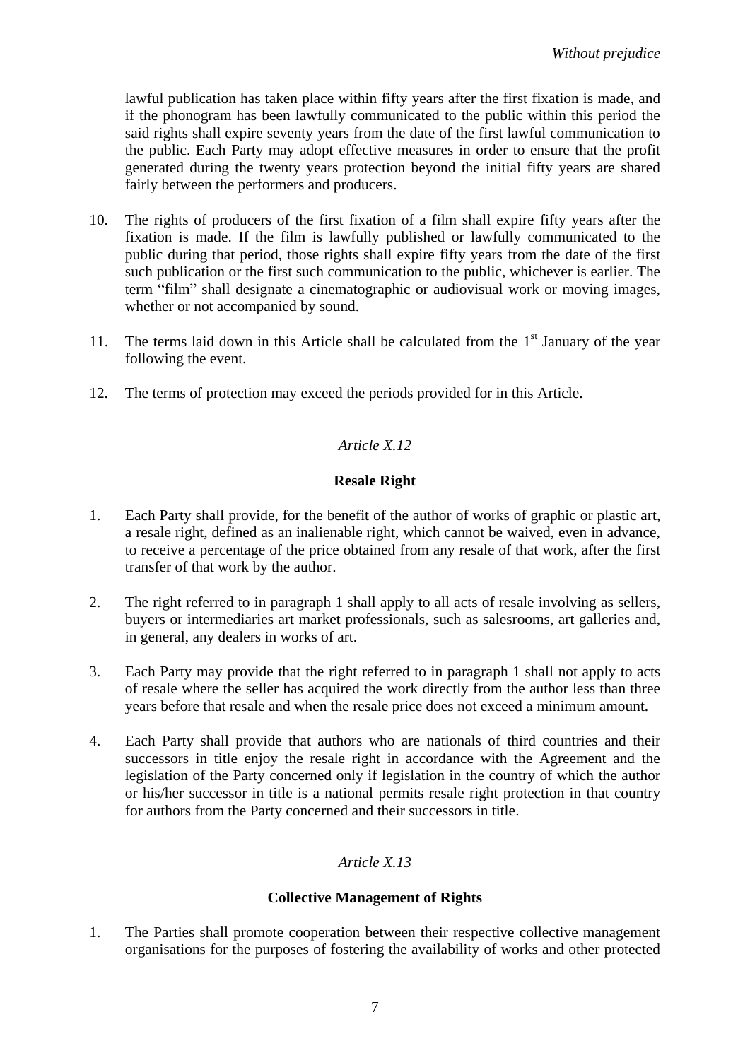lawful publication has taken place within fifty years after the first fixation is made, and if the phonogram has been lawfully communicated to the public within this period the said rights shall expire seventy years from the date of the first lawful communication to the public. Each Party may adopt effective measures in order to ensure that the profit generated during the twenty years protection beyond the initial fifty years are shared fairly between the performers and producers.

10. The rights of producers of the first fixation of a film shall expire fifty years after the fixation is made. If the film is lawfully published or lawfully communicated to the public during that period, those rights shall expire fifty years from the date of the first such publication or the first such communication to the public, whichever is earlier. The term "film" shall designate a cinematographic or audiovisual work or moving images, whether or not accompanied by sound.

11. The terms laid down in this Article shall be calculated from the 1st January of the year following the event.

12. The terms of protection may exceed the periods provided for in this Article.

*Article X.12*

**Resale Right**

1. Each Party shall provide, for the benefit of the author of works of graphic or plastic art, a resale right, defined as an inalienable right, which cannot be waived, even in advance, to receive a percentage of the price obtained from any resale of that work, after the first transfer of that work by the author.

2. The right referred to in paragraph 1 shall apply to all acts of resale involving as sellers, buyers or intermediaries art market professionals, such as salesrooms, art galleries and, in general, any dealers in works of art.

3. Each Party may provide that the right referred to in paragraph 1 shall not apply to acts of resale where the seller has acquired the work directly from the author less than three years before that resale and when the resale price does not exceed a minimum amount.

4. Each Party shall provide that authors who are nationals of third countries and their successors in title enjoy the resale right in accordance with the Agreement and the legislation of the Party concerned only if legislation in the country of which the author or his/her successor in title is a national permits resale right protection in that country for authors from the Party concerned and their successors in title.

*Article X.13*

**Collective Management of Rights**

1. The Parties shall promote cooperation between their respective collective management organisations for the purposes of fostering the availability of works and other protected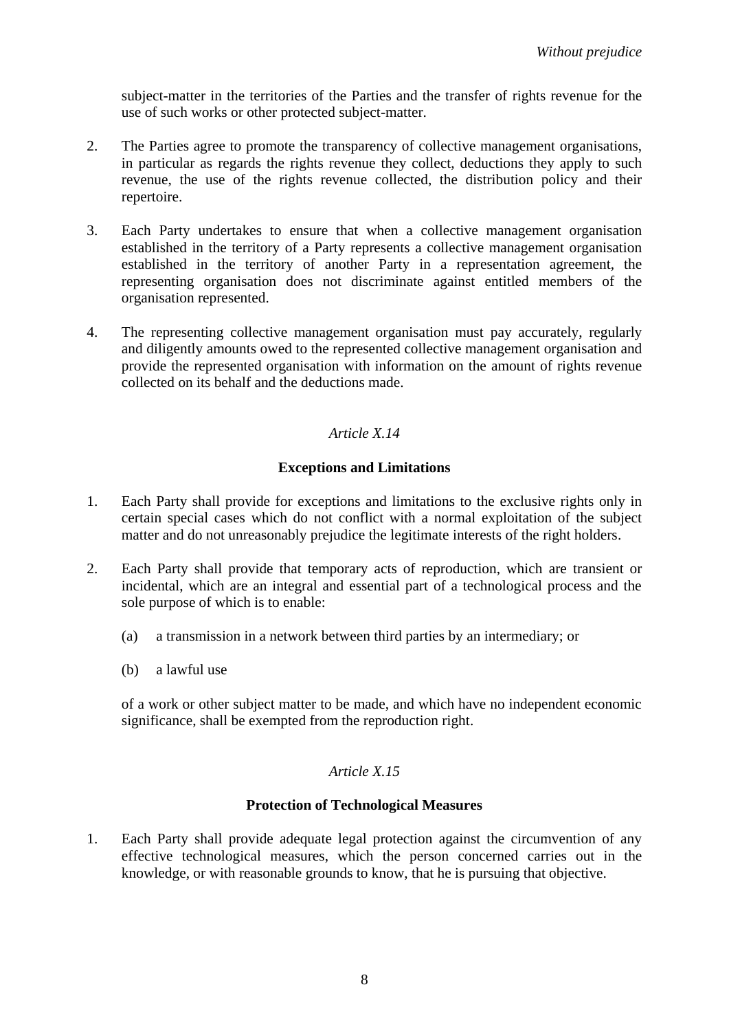subject-matter in the territories of the Parties and the transfer of rights revenue for the use of such works or other protected subject-matter.

2. The Parties agree to promote the transparency of collective management organisations, in particular as regards the rights revenue they collect, deductions they apply to such revenue, the use of the rights revenue collected, the distribution policy and their repertoire.

3. Each Party undertakes to ensure that when a collective management organisation established in the territory of a Party represents a collective management organisation established in the territory of another Party in a representation agreement, the representing organisation does not discriminate against entitled members of the organisation represented.

4. The representing collective management organisation must pay accurately, regularly and diligently amounts owed to the represented collective management organisation and provide the represented organisation with information on the amount of rights revenue collected on its behalf and the deductions made.

*Article X.14*

**Exceptions and Limitations**

1. Each Party shall provide for exceptions and limitations to the exclusive rights only in certain special cases which do not conflict with a normal exploitation of the subject matter and do not unreasonably prejudice the legitimate interests of the right holders.

2. Each Party shall provide that temporary acts of reproduction, which are transient or incidental, which are an integral and essential part of a technological process and the sole purpose of which is to enable:

   (a) a transmission in a network between third parties by an intermediary; or

   (b) a lawful use

   of a work or other subject matter to be made, and which have no independent economic significance, shall be exempted from the reproduction right.

*Article X.15*

**Protection of Technological Measures**

1. Each Party shall provide adequate legal protection against the circumvention of any effective technological measures, which the person concerned carries out in the knowledge, or with reasonable grounds to know, that he is pursuing that objective.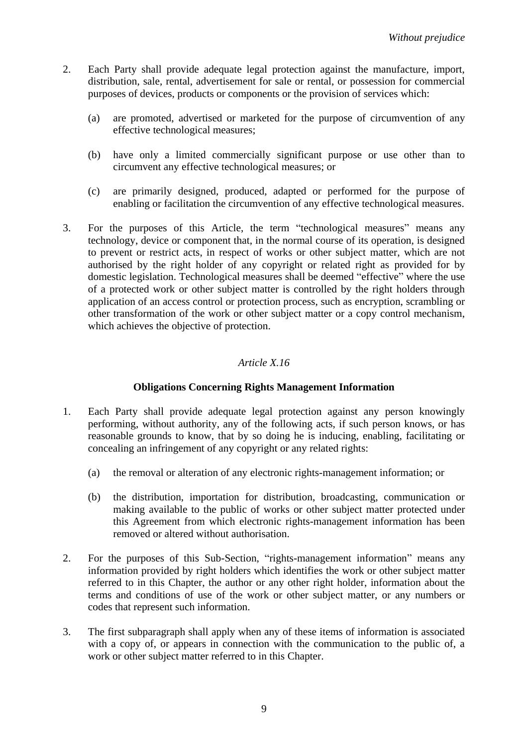2. Each Party shall provide adequate legal protection against the manufacture, import, distribution, sale, rental, advertisement for sale or rental, or possession for commercial purposes of devices, products or components or the provision of services which:

   (a) are promoted, advertised or marketed for the purpose of circumvention of any effective technological measures;

   (b) have only a limited commercially significant purpose or use other than to circumvent any effective technological measures; or

   (c) are primarily designed, produced, adapted or performed for the purpose of enabling or facilitation the circumvention of any effective technological measures.

3. For the purposes of this Article, the term "technological measures" means any technology, device or component that, in the normal course of its operation, is designed to prevent or restrict acts, in respect of works or other subject matter, which are not authorised by the right holder of any copyright or related right as provided for by domestic legislation. Technological measures shall be deemed "effective" where the use of a protected work or other subject matter is controlled by the right holders through application of an access control or protection process, such as encryption, scrambling or other transformation of the work or other subject matter or a copy control mechanism, which achieves the objective of protection.

*Article X.16*

**Obligations Concerning Rights Management Information**

1. Each Party shall provide adequate legal protection against any person knowingly performing, without authority, any of the following acts, if such person knows, or has reasonable grounds to know, that by so doing he is inducing, enabling, facilitating or concealing an infringement of any copyright or any related rights:

   (a) the removal or alteration of any electronic rights-management information; or

   (b) the distribution, importation for distribution, broadcasting, communication or making available to the public of works or other subject matter protected under this Agreement from which electronic rights-management information has been removed or altered without authorisation.

2. For the purposes of this Sub-Section, "rights-management information" means any information provided by right holders which identifies the work or other subject matter referred to in this Chapter, the author or any other right holder, information about the terms and conditions of use of the work or other subject matter, or any numbers or codes that represent such information.

3. The first subparagraph shall apply when any of these items of information is associated with a copy of, or appears in connection with the communication to the public of, a work or other subject matter referred to in this Chapter.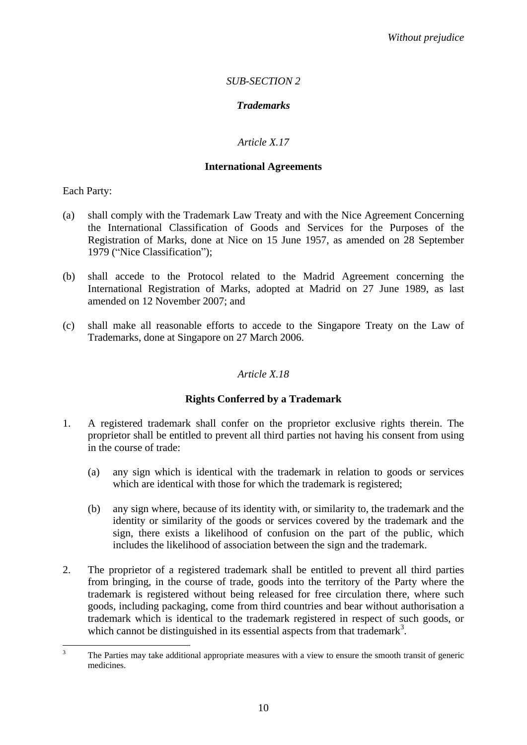*Without prejudice*

*SUB-SECTION 2*

***Trademarks***

*Article X.17*

**International Agreements**

Each Party:

(a) shall comply with the Trademark Law Treaty and with the Nice Agreement Concerning the International Classification of Goods and Services for the Purposes of the Registration of Marks, done at Nice on 15 June 1957, as amended on 28 September 1979 ("Nice Classification");

(b) shall accede to the Protocol related to the Madrid Agreement concerning the International Registration of Marks, adopted at Madrid on 27 June 1989, as last amended on 12 November 2007; and

(c) shall make all reasonable efforts to accede to the Singapore Treaty on the Law of Trademarks, done at Singapore on 27 March 2006.

*Article X.18*

**Rights Conferred by a Trademark**

1. A registered trademark shall confer on the proprietor exclusive rights therein. The proprietor shall be entitled to prevent all third parties not having his consent from using in the course of trade:

   (a) any sign which is identical with the trademark in relation to goods or services which are identical with those for which the trademark is registered;

   (b) any sign where, because of its identity with, or similarity to, the trademark and the identity or similarity of the goods or services covered by the trademark and the sign, there exists a likelihood of confusion on the part of the public, which includes the likelihood of association between the sign and the trademark.

2. The proprietor of a registered trademark shall be entitled to prevent all third parties from bringing, in the course of trade, goods into the territory of the Party where the trademark is registered without being released for free circulation there, where such goods, including packaging, come from third countries and bear without authorisation a trademark which is identical to the trademark registered in respect of such goods, or which cannot be distinguished in its essential aspects from that trademark[3].

[3] The Parties may take additional appropriate measures with a view to ensure the smooth transit of generic medicines.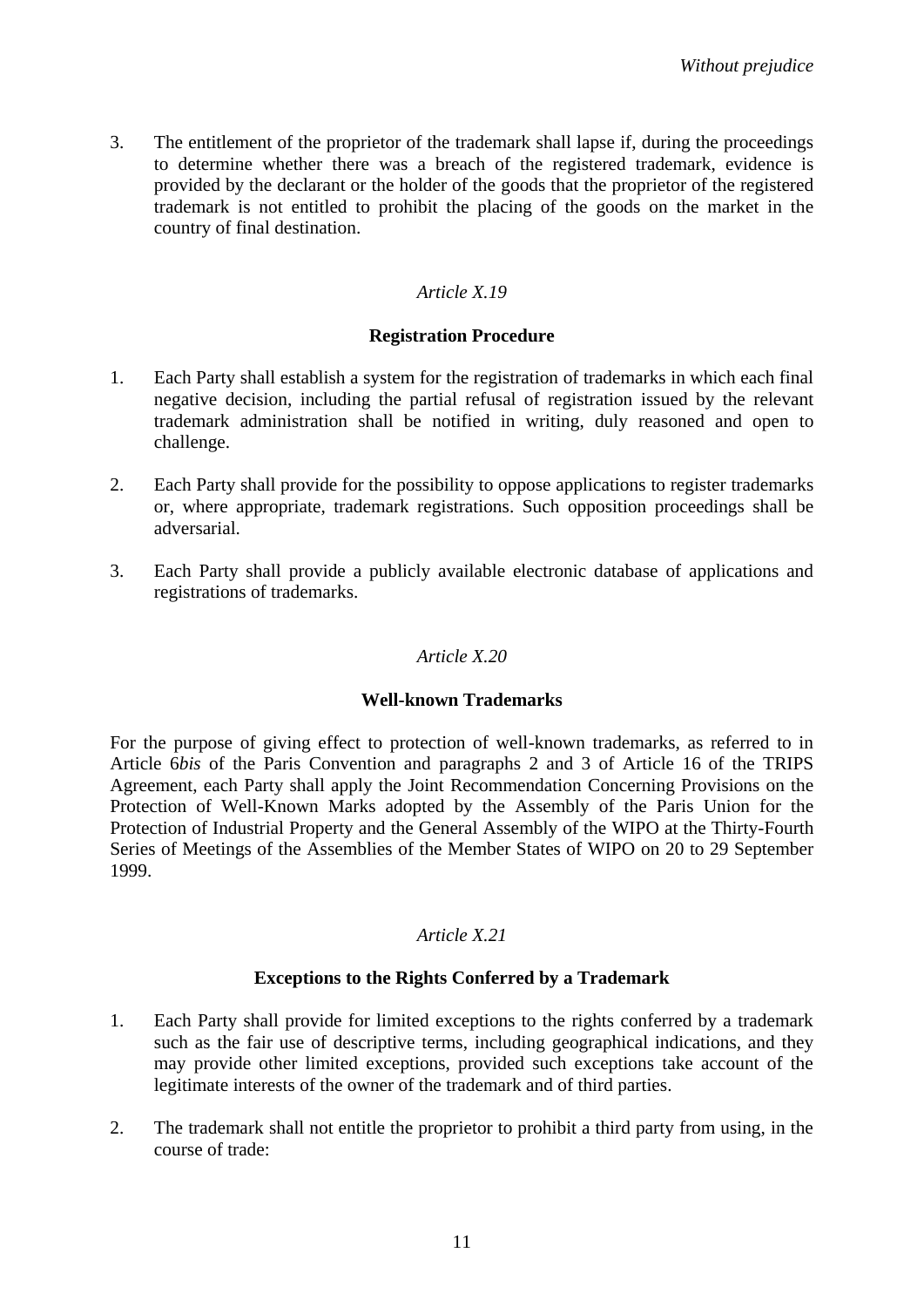3. The entitlement of the proprietor of the trademark shall lapse if, during the proceedings to determine whether there was a breach of the registered trademark, evidence is provided by the declarant or the holder of the goods that the proprietor of the registered trademark is not entitled to prohibit the placing of the goods on the market in the country of final destination.

*Article X.19*

**Registration Procedure**

1. Each Party shall establish a system for the registration of trademarks in which each final negative decision, including the partial refusal of registration issued by the relevant trademark administration shall be notified in writing, duly reasoned and open to challenge.

2. Each Party shall provide for the possibility to oppose applications to register trademarks or, where appropriate, trademark registrations. Such opposition proceedings shall be adversarial.

3. Each Party shall provide a publicly available electronic database of applications and registrations of trademarks.

*Article X.20*

**Well-known Trademarks**

For the purpose of giving effect to protection of well-known trademarks, as referred to in Article 6*bis* of the Paris Convention and paragraphs 2 and 3 of Article 16 of the TRIPS Agreement, each Party shall apply the Joint Recommendation Concerning Provisions on the Protection of Well-Known Marks adopted by the Assembly of the Paris Union for the Protection of Industrial Property and the General Assembly of the WIPO at the Thirty-Fourth Series of Meetings of the Assemblies of the Member States of WIPO on 20 to 29 September 1999.

*Article X.21*

**Exceptions to the Rights Conferred by a Trademark**

1. Each Party shall provide for limited exceptions to the rights conferred by a trademark such as the fair use of descriptive terms, including geographical indications, and they may provide other limited exceptions, provided such exceptions take account of the legitimate interests of the owner of the trademark and of third parties.

2. The trademark shall not entitle the proprietor to prohibit a third party from using, in the course of trade: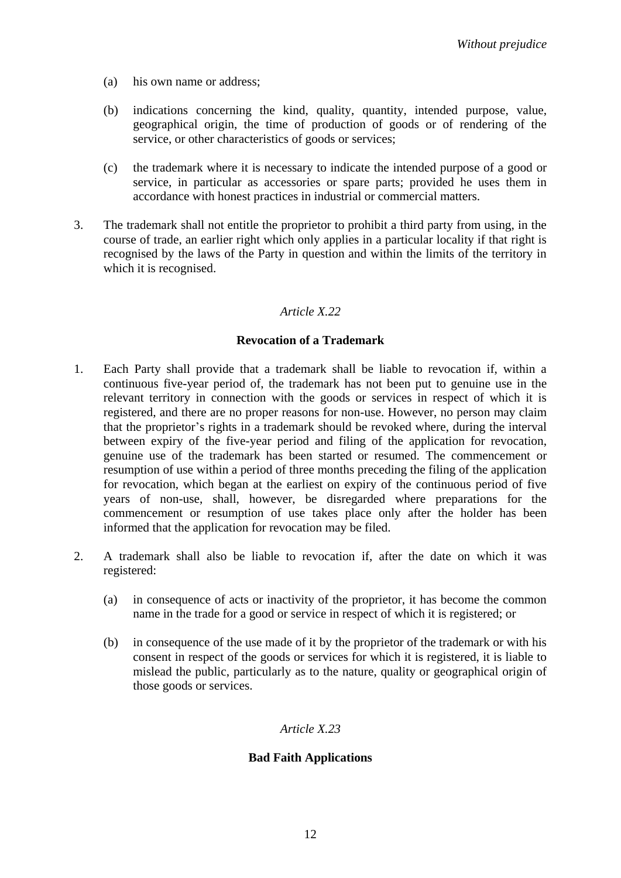(a) his own name or address;

(b) indications concerning the kind, quality, quantity, intended purpose, value, geographical origin, the time of production of goods or of rendering of the service, or other characteristics of goods or services;

(c) the trademark where it is necessary to indicate the intended purpose of a good or service, in particular as accessories or spare parts; provided he uses them in accordance with honest practices in industrial or commercial matters.

3. The trademark shall not entitle the proprietor to prohibit a third party from using, in the course of trade, an earlier right which only applies in a particular locality if that right is recognised by the laws of the Party in question and within the limits of the territory in which it is recognised.

*Article X.22*

**Revocation of a Trademark**

1. Each Party shall provide that a trademark shall be liable to revocation if, within a continuous five-year period of, the trademark has not been put to genuine use in the relevant territory in connection with the goods or services in respect of which it is registered, and there are no proper reasons for non-use. However, no person may claim that the proprietor's rights in a trademark should be revoked where, during the interval between expiry of the five-year period and filing of the application for revocation, genuine use of the trademark has been started or resumed. The commencement or resumption of use within a period of three months preceding the filing of the application for revocation, which began at the earliest on expiry of the continuous period of five years of non-use, shall, however, be disregarded where preparations for the commencement or resumption of use takes place only after the holder has been informed that the application for revocation may be filed.

2. A trademark shall also be liable to revocation if, after the date on which it was registered:

(a) in consequence of acts or inactivity of the proprietor, it has become the common name in the trade for a good or service in respect of which it is registered; or

(b) in consequence of the use made of it by the proprietor of the trademark or with his consent in respect of the goods or services for which it is registered, it is liable to mislead the public, particularly as to the nature, quality or geographical origin of those goods or services.

*Article X.23*

**Bad Faith Applications**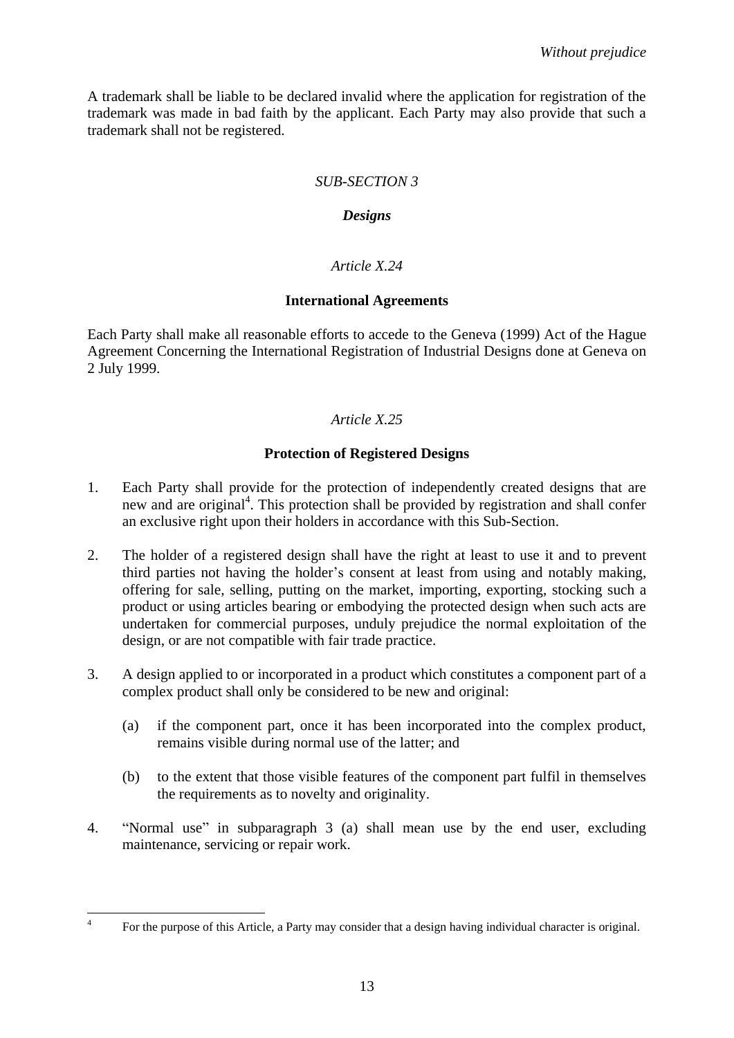A trademark shall be liable to be declared invalid where the application for registration of the trademark was made in bad faith by the applicant. Each Party may also provide that such a trademark shall not be registered.

### *SUB-SECTION 3*

### ***Designs***

#### *Article X.24*

#### **International Agreements**

Each Party shall make all reasonable efforts to accede to the Geneva (1999) Act of the Hague Agreement Concerning the International Registration of Industrial Designs done at Geneva on 2 July 1999.

#### *Article X.25*

#### **Protection of Registered Designs**

1. Each Party shall provide for the protection of independently created designs that are new and are original[4]. This protection shall be provided by registration and shall confer an exclusive right upon their holders in accordance with this Sub-Section.

2. The holder of a registered design shall have the right at least to use it and to prevent third parties not having the holder's consent at least from using and notably making, offering for sale, selling, putting on the market, importing, exporting, stocking such a product or using articles bearing or embodying the protected design when such acts are undertaken for commercial purposes, unduly prejudice the normal exploitation of the design, or are not compatible with fair trade practice.

3. A design applied to or incorporated in a product which constitutes a component part of a complex product shall only be considered to be new and original:

   (a) if the component part, once it has been incorporated into the complex product, remains visible during normal use of the latter; and

   (b) to the extent that those visible features of the component part fulfil in themselves the requirements as to novelty and originality.

4. "Normal use" in subparagraph 3 (a) shall mean use by the end user, excluding maintenance, servicing or repair work.

[4] For the purpose of this Article, a Party may consider that a design having individual character is original.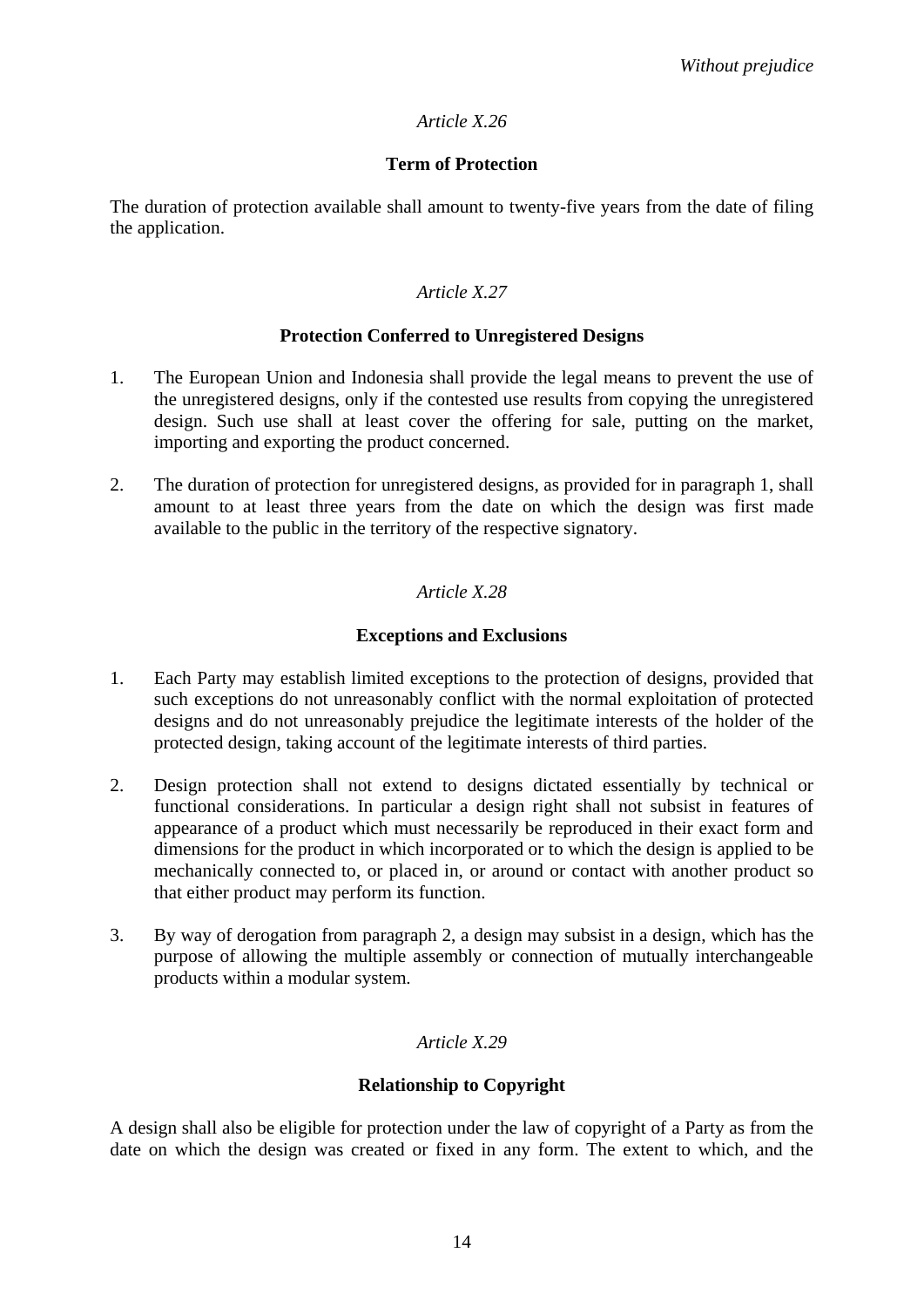*Article X.26*

**Term of Protection**

The duration of protection available shall amount to twenty-five years from the date of filing the application.

*Article X.27*

**Protection Conferred to Unregistered Designs**

1. The European Union and Indonesia shall provide the legal means to prevent the use of the unregistered designs, only if the contested use results from copying the unregistered design. Such use shall at least cover the offering for sale, putting on the market, importing and exporting the product concerned.

2. The duration of protection for unregistered designs, as provided for in paragraph 1, shall amount to at least three years from the date on which the design was first made available to the public in the territory of the respective signatory.

*Article X.28*

**Exceptions and Exclusions**

1. Each Party may establish limited exceptions to the protection of designs, provided that such exceptions do not unreasonably conflict with the normal exploitation of protected designs and do not unreasonably prejudice the legitimate interests of the holder of the protected design, taking account of the legitimate interests of third parties.

2. Design protection shall not extend to designs dictated essentially by technical or functional considerations. In particular a design right shall not subsist in features of appearance of a product which must necessarily be reproduced in their exact form and dimensions for the product in which incorporated or to which the design is applied to be mechanically connected to, or placed in, or around or contact with another product so that either product may perform its function.

3. By way of derogation from paragraph 2, a design may subsist in a design, which has the purpose of allowing the multiple assembly or connection of mutually interchangeable products within a modular system.

*Article X.29*

**Relationship to Copyright**

A design shall also be eligible for protection under the law of copyright of a Party as from the date on which the design was created or fixed in any form. The extent to which, and the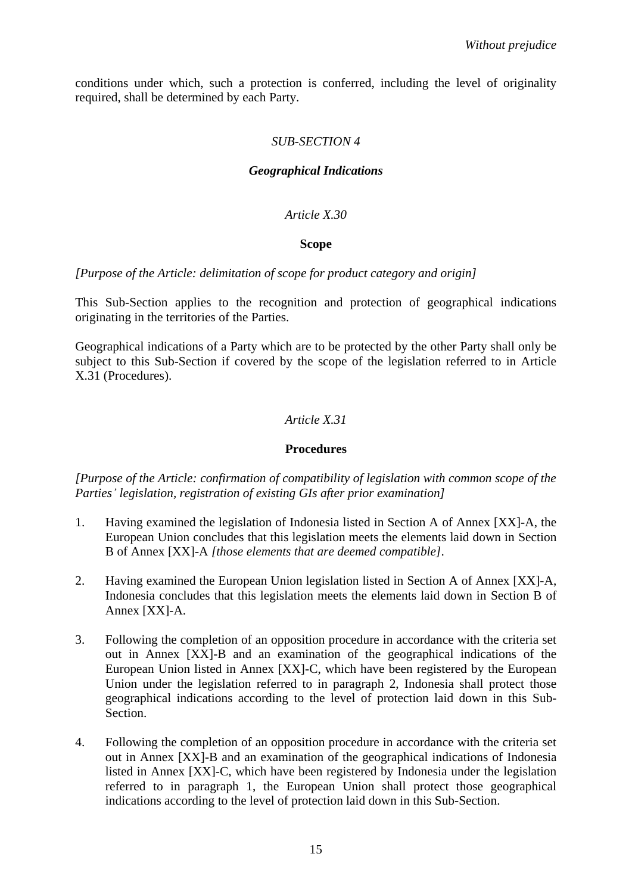conditions under which, such a protection is conferred, including the level of originality required, shall be determined by each Party.

### *SUB-SECTION 4*

### ***Geographical Indications***

*Article X.30*

**Scope**

*[Purpose of the Article: delimitation of scope for product category and origin]*

This Sub-Section applies to the recognition and protection of geographical indications originating in the territories of the Parties.

Geographical indications of a Party which are to be protected by the other Party shall only be subject to this Sub-Section if covered by the scope of the legislation referred to in Article X.31 (Procedures).

*Article X.31*

**Procedures**

*[Purpose of the Article: confirmation of compatibility of legislation with common scope of the Parties' legislation, registration of existing GIs after prior examination]*

1. Having examined the legislation of Indonesia listed in Section A of Annex [XX]-A, the European Union concludes that this legislation meets the elements laid down in Section B of Annex [XX]-A *[those elements that are deemed compatible]*.

2. Having examined the European Union legislation listed in Section A of Annex [XX]-A, Indonesia concludes that this legislation meets the elements laid down in Section B of Annex [XX]-A.

3. Following the completion of an opposition procedure in accordance with the criteria set out in Annex [XX]-B and an examination of the geographical indications of the European Union listed in Annex [XX]-C, which have been registered by the European Union under the legislation referred to in paragraph 2, Indonesia shall protect those geographical indications according to the level of protection laid down in this Sub-Section.

4. Following the completion of an opposition procedure in accordance with the criteria set out in Annex [XX]-B and an examination of the geographical indications of Indonesia listed in Annex [XX]-C, which have been registered by Indonesia under the legislation referred to in paragraph 1, the European Union shall protect those geographical indications according to the level of protection laid down in this Sub-Section.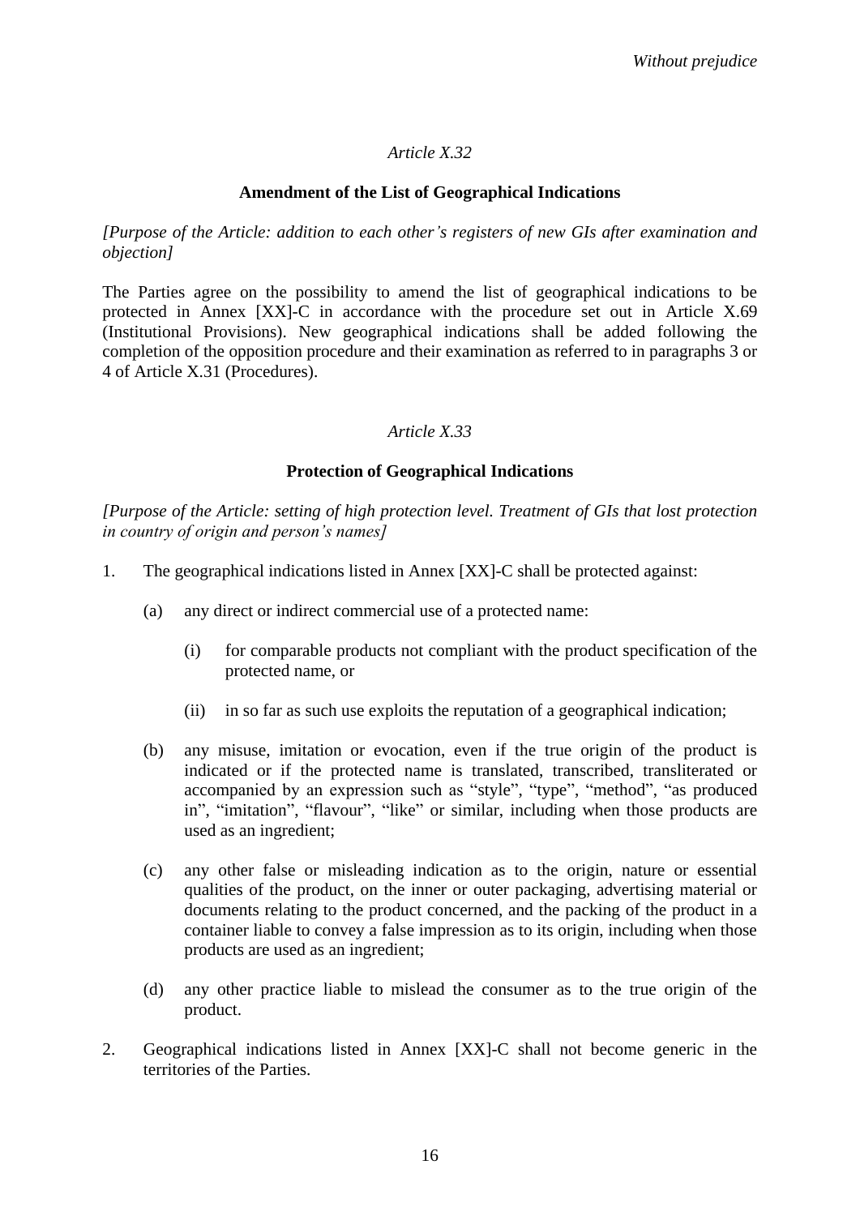*Article X.32*

**Amendment of the List of Geographical Indications**

*[Purpose of the Article: addition to each other's registers of new GIs after examination and objection]*

The Parties agree on the possibility to amend the list of geographical indications to be protected in Annex [XX]-C in accordance with the procedure set out in Article X.69 (Institutional Provisions). New geographical indications shall be added following the completion of the opposition procedure and their examination as referred to in paragraphs 3 or 4 of Article X.31 (Procedures).

*Article X.33*

**Protection of Geographical Indications**

*[Purpose of the Article: setting of high protection level. Treatment of GIs that lost protection in country of origin and person's names]*

1. The geographical indications listed in Annex [XX]-C shall be protected against:

   (a) any direct or indirect commercial use of a protected name:

      (i) for comparable products not compliant with the product specification of the protected name, or

      (ii) in so far as such use exploits the reputation of a geographical indication;

   (b) any misuse, imitation or evocation, even if the true origin of the product is indicated or if the protected name is translated, transcribed, transliterated or accompanied by an expression such as "style", "type", "method", "as produced in", "imitation", "flavour", "like" or similar, including when those products are used as an ingredient;

   (c) any other false or misleading indication as to the origin, nature or essential qualities of the product, on the inner or outer packaging, advertising material or documents relating to the product concerned, and the packing of the product in a container liable to convey a false impression as to its origin, including when those products are used as an ingredient;

   (d) any other practice liable to mislead the consumer as to the true origin of the product.

2. Geographical indications listed in Annex [XX]-C shall not become generic in the territories of the Parties.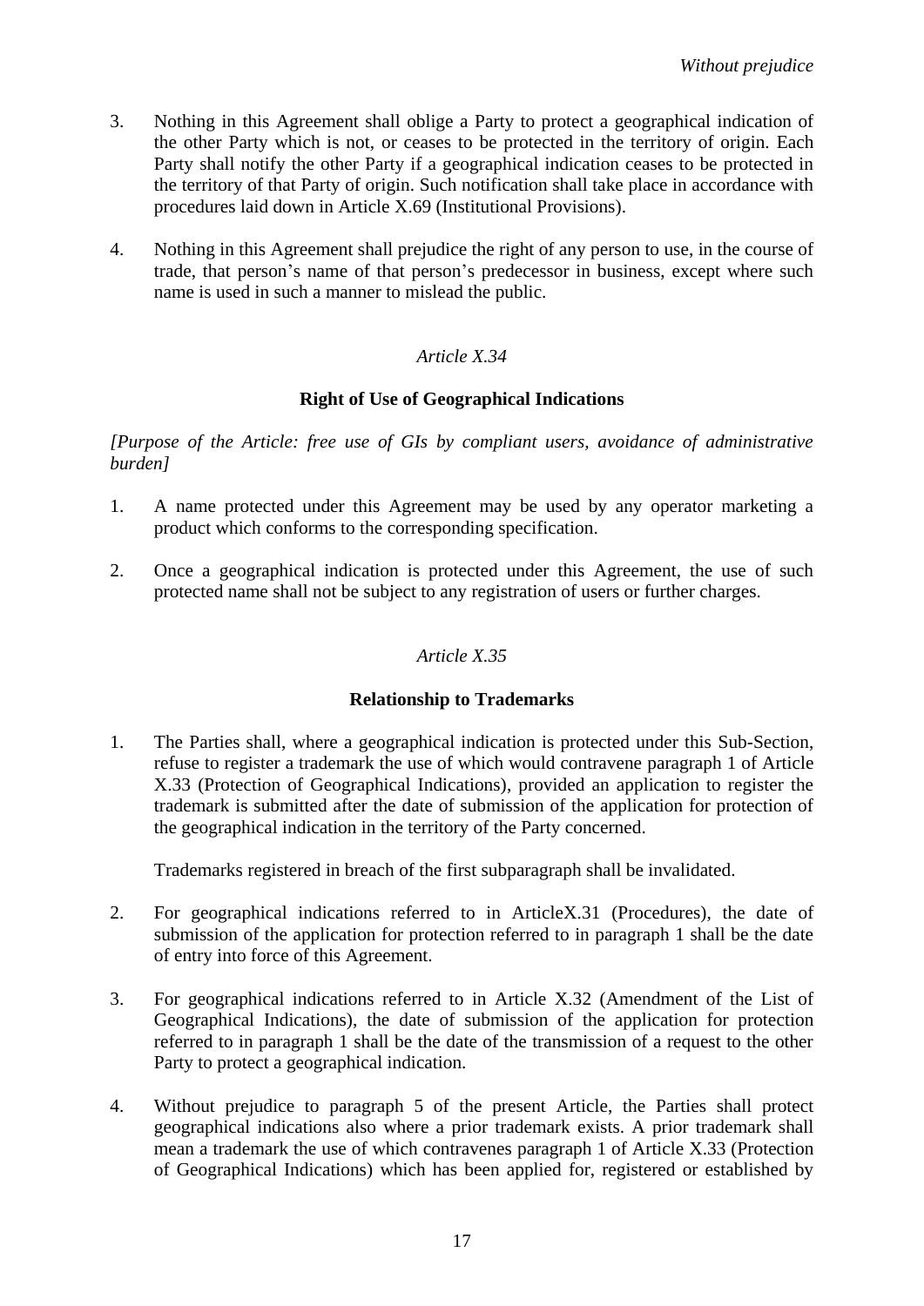3. Nothing in this Agreement shall oblige a Party to protect a geographical indication of the other Party which is not, or ceases to be protected in the territory of origin. Each Party shall notify the other Party if a geographical indication ceases to be protected in the territory of that Party of origin. Such notification shall take place in accordance with procedures laid down in Article X.69 (Institutional Provisions).

4. Nothing in this Agreement shall prejudice the right of any person to use, in the course of trade, that person's name of that person's predecessor in business, except where such name is used in such a manner to mislead the public.

*Article X.34*

**Right of Use of Geographical Indications**

*[Purpose of the Article: free use of GIs by compliant users, avoidance of administrative burden]*

1. A name protected under this Agreement may be used by any operator marketing a product which conforms to the corresponding specification.

2. Once a geographical indication is protected under this Agreement, the use of such protected name shall not be subject to any registration of users or further charges.

*Article X.35*

**Relationship to Trademarks**

1. The Parties shall, where a geographical indication is protected under this Sub-Section, refuse to register a trademark the use of which would contravene paragraph 1 of Article X.33 (Protection of Geographical Indications), provided an application to register the trademark is submitted after the date of submission of the application for protection of the geographical indication in the territory of the Party concerned.

   Trademarks registered in breach of the first subparagraph shall be invalidated.

2. For geographical indications referred to in ArticleX.31 (Procedures), the date of submission of the application for protection referred to in paragraph 1 shall be the date of entry into force of this Agreement.

3. For geographical indications referred to in Article X.32 (Amendment of the List of Geographical Indications), the date of submission of the application for protection referred to in paragraph 1 shall be the date of the transmission of a request to the other Party to protect a geographical indication.

4. Without prejudice to paragraph 5 of the present Article, the Parties shall protect geographical indications also where a prior trademark exists. A prior trademark shall mean a trademark the use of which contravenes paragraph 1 of Article X.33 (Protection of Geographical Indications) which has been applied for, registered or established by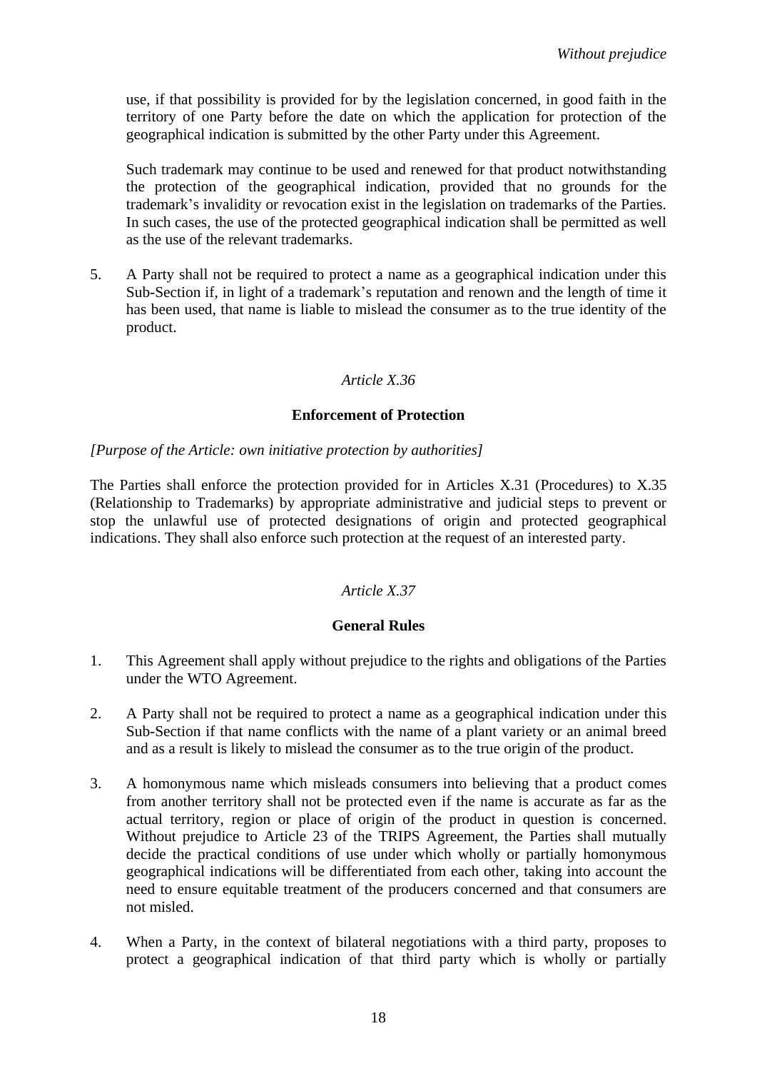use, if that possibility is provided for by the legislation concerned, in good faith in the territory of one Party before the date on which the application for protection of the geographical indication is submitted by the other Party under this Agreement.

Such trademark may continue to be used and renewed for that product notwithstanding the protection of the geographical indication, provided that no grounds for the trademark's invalidity or revocation exist in the legislation on trademarks of the Parties. In such cases, the use of the protected geographical indication shall be permitted as well as the use of the relevant trademarks.

5. A Party shall not be required to protect a name as a geographical indication under this Sub-Section if, in light of a trademark's reputation and renown and the length of time it has been used, that name is liable to mislead the consumer as to the true identity of the product.

*Article X.36*

**Enforcement of Protection**

*[Purpose of the Article: own initiative protection by authorities]*

The Parties shall enforce the protection provided for in Articles X.31 (Procedures) to X.35 (Relationship to Trademarks) by appropriate administrative and judicial steps to prevent or stop the unlawful use of protected designations of origin and protected geographical indications. They shall also enforce such protection at the request of an interested party.

*Article X.37*

**General Rules**

1. This Agreement shall apply without prejudice to the rights and obligations of the Parties under the WTO Agreement.

2. A Party shall not be required to protect a name as a geographical indication under this Sub-Section if that name conflicts with the name of a plant variety or an animal breed and as a result is likely to mislead the consumer as to the true origin of the product.

3. A homonymous name which misleads consumers into believing that a product comes from another territory shall not be protected even if the name is accurate as far as the actual territory, region or place of origin of the product in question is concerned. Without prejudice to Article 23 of the TRIPS Agreement, the Parties shall mutually decide the practical conditions of use under which wholly or partially homonymous geographical indications will be differentiated from each other, taking into account the need to ensure equitable treatment of the producers concerned and that consumers are not misled.

4. When a Party, in the context of bilateral negotiations with a third party, proposes to protect a geographical indication of that third party which is wholly or partially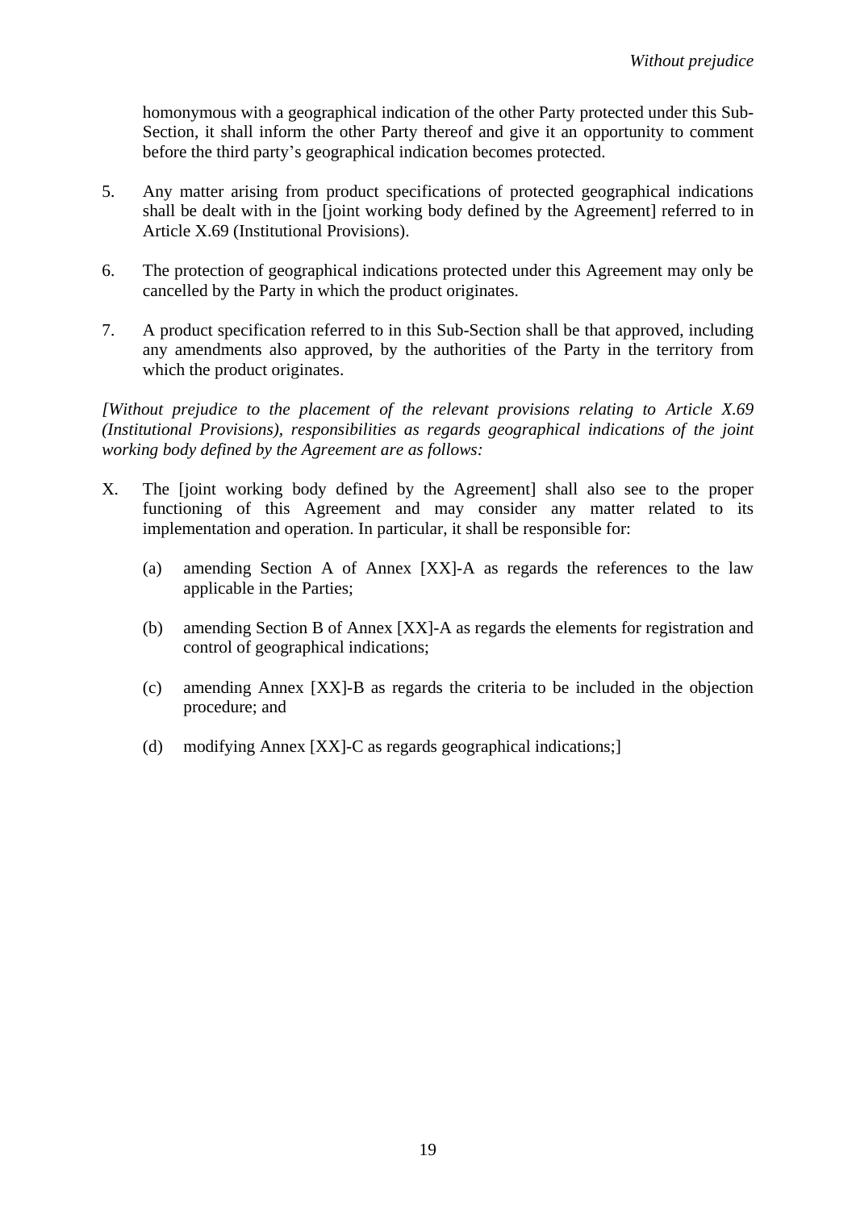homonymous with a geographical indication of the other Party protected under this Sub-Section, it shall inform the other Party thereof and give it an opportunity to comment before the third party's geographical indication becomes protected.

5. Any matter arising from product specifications of protected geographical indications shall be dealt with in the [joint working body defined by the Agreement] referred to in Article X.69 (Institutional Provisions).

6. The protection of geographical indications protected under this Agreement may only be cancelled by the Party in which the product originates.

7. A product specification referred to in this Sub-Section shall be that approved, including any amendments also approved, by the authorities of the Party in the territory from which the product originates.

*[Without prejudice to the placement of the relevant provisions relating to Article X.69 (Institutional Provisions), responsibilities as regards geographical indications of the joint working body defined by the Agreement are as follows:*

X. The [joint working body defined by the Agreement] shall also see to the proper functioning of this Agreement and may consider any matter related to its implementation and operation. In particular, it shall be responsible for:

   (a) amending Section A of Annex [XX]-A as regards the references to the law applicable in the Parties;

   (b) amending Section B of Annex [XX]-A as regards the elements for registration and control of geographical indications;

   (c) amending Annex [XX]-B as regards the criteria to be included in the objection procedure; and

   (d) modifying Annex [XX]-C as regards geographical indications;]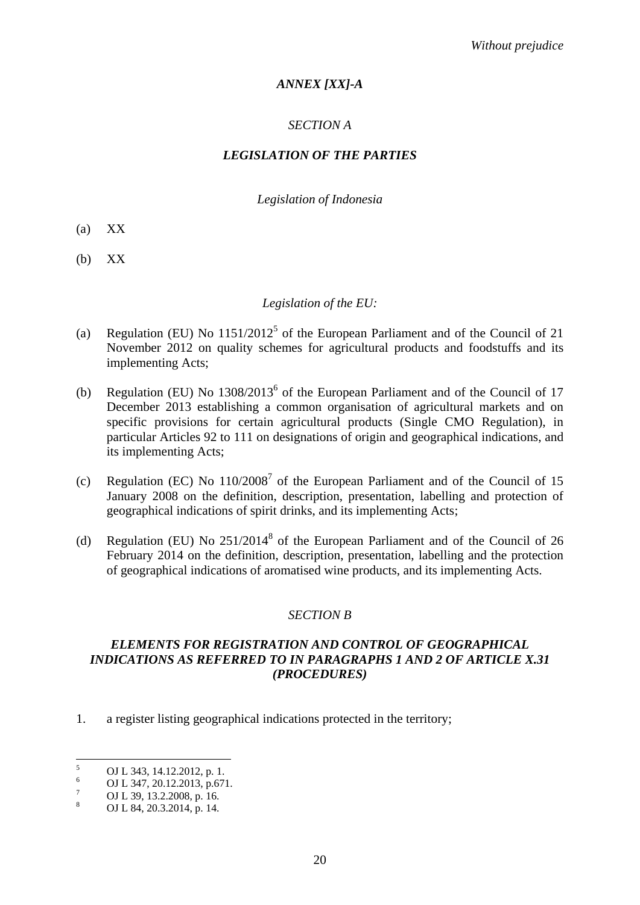*Without prejudice*

### *ANNEX [XX]-A*

### *SECTION A*

### *LEGISLATION OF THE PARTIES*

*Legislation of Indonesia*

(a) XX

(b) XX

*Legislation of the EU:*

(a) Regulation (EU) No 1151/2012[5] of the European Parliament and of the Council of 21 November 2012 on quality schemes for agricultural products and foodstuffs and its implementing Acts;

(b) Regulation (EU) No 1308/2013[6] of the European Parliament and of the Council of 17 December 2013 establishing a common organisation of agricultural markets and on specific provisions for certain agricultural products (Single CMO Regulation), in particular Articles 92 to 111 on designations of origin and geographical indications, and its implementing Acts;

(c) Regulation (EC) No 110/2008[7] of the European Parliament and of the Council of 15 January 2008 on the definition, description, presentation, labelling and protection of geographical indications of spirit drinks, and its implementing Acts;

(d) Regulation (EU) No 251/2014[8] of the European Parliament and of the Council of 26 February 2014 on the definition, description, presentation, labelling and the protection of geographical indications of aromatised wine products, and its implementing Acts.

### *SECTION B*

### *ELEMENTS FOR REGISTRATION AND CONTROL OF GEOGRAPHICAL INDICATIONS AS REFERRED TO IN PARAGRAPHS 1 AND 2 OF ARTICLE X.31 (PROCEDURES)*

1. a register listing geographical indications protected in the territory;

---

[5] OJ L 343, 14.12.2012, p. 1.

[6] OJ L 347, 20.12.2013, p.671.

[7] OJ L 39, 13.2.2008, p. 16.

[8] OJ L 84, 20.3.2014, p. 14.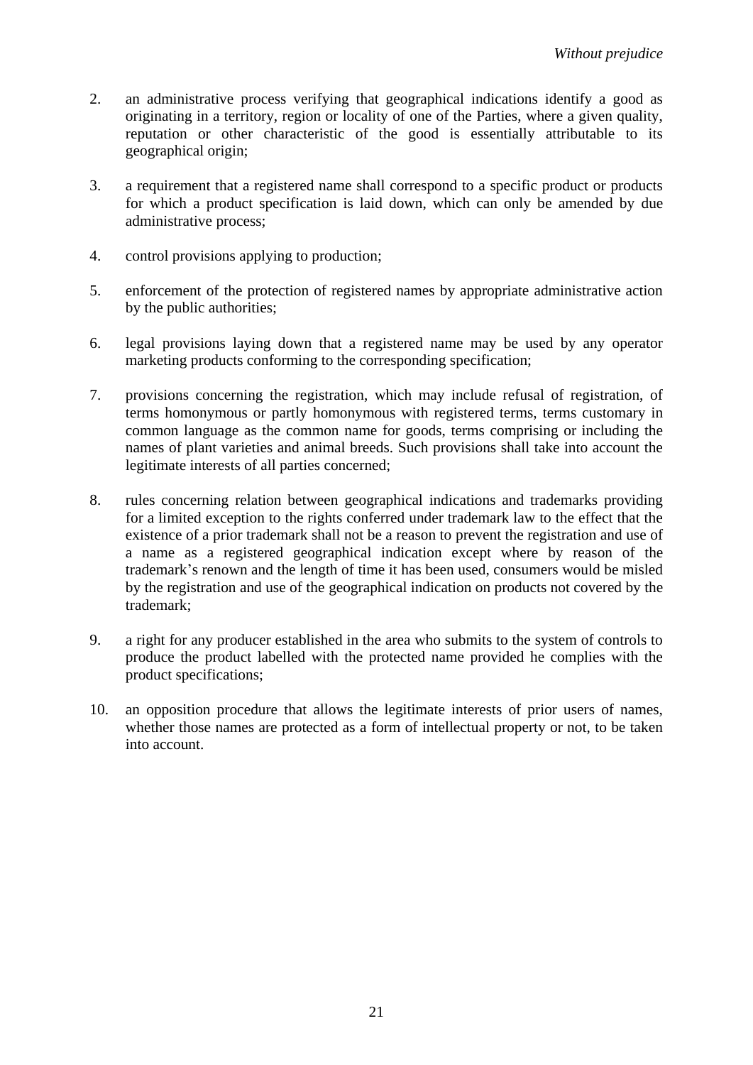2. an administrative process verifying that geographical indications identify a good as originating in a territory, region or locality of one of the Parties, where a given quality, reputation or other characteristic of the good is essentially attributable to its geographical origin;

3. a requirement that a registered name shall correspond to a specific product or products for which a product specification is laid down, which can only be amended by due administrative process;

4. control provisions applying to production;

5. enforcement of the protection of registered names by appropriate administrative action by the public authorities;

6. legal provisions laying down that a registered name may be used by any operator marketing products conforming to the corresponding specification;

7. provisions concerning the registration, which may include refusal of registration, of terms homonymous or partly homonymous with registered terms, terms customary in common language as the common name for goods, terms comprising or including the names of plant varieties and animal breeds. Such provisions shall take into account the legitimate interests of all parties concerned;

8. rules concerning relation between geographical indications and trademarks providing for a limited exception to the rights conferred under trademark law to the effect that the existence of a prior trademark shall not be a reason to prevent the registration and use of a name as a registered geographical indication except where by reason of the trademark's renown and the length of time it has been used, consumers would be misled by the registration and use of the geographical indication on products not covered by the trademark;

9. a right for any producer established in the area who submits to the system of controls to produce the product labelled with the protected name provided he complies with the product specifications;

10. an opposition procedure that allows the legitimate interests of prior users of names, whether those names are protected as a form of intellectual property or not, to be taken into account.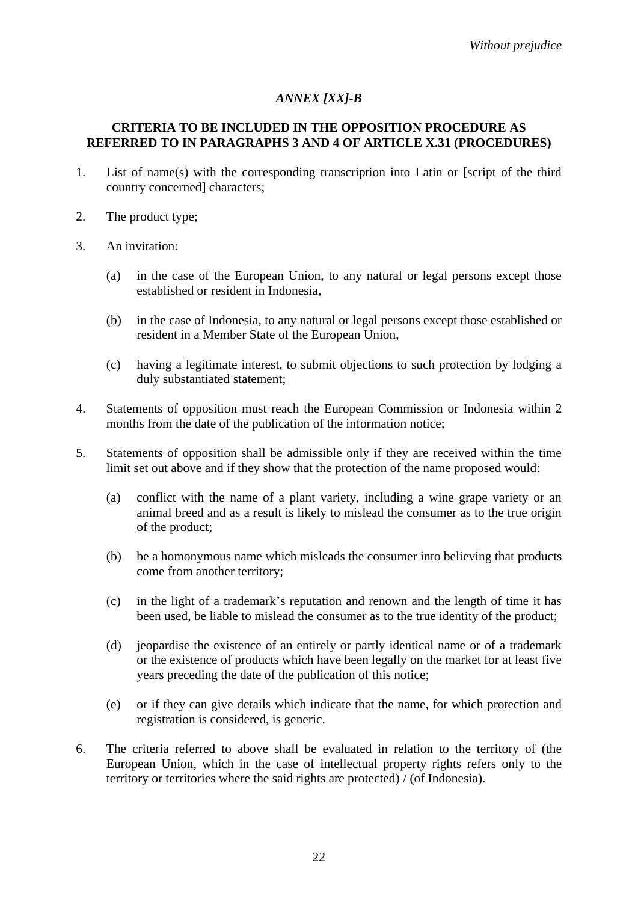*Without prejudice*

*ANNEX [XX]-B*

**CRITERIA TO BE INCLUDED IN THE OPPOSITION PROCEDURE AS REFERRED TO IN PARAGRAPHS 3 AND 4 OF ARTICLE X.31 (PROCEDURES)**

1. List of name(s) with the corresponding transcription into Latin or [script of the third country concerned] characters;

2. The product type;

3. An invitation:

   (a) in the case of the European Union, to any natural or legal persons except those established or resident in Indonesia,

   (b) in the case of Indonesia, to any natural or legal persons except those established or resident in a Member State of the European Union,

   (c) having a legitimate interest, to submit objections to such protection by lodging a duly substantiated statement;

4. Statements of opposition must reach the European Commission or Indonesia within 2 months from the date of the publication of the information notice;

5. Statements of opposition shall be admissible only if they are received within the time limit set out above and if they show that the protection of the name proposed would:

   (a) conflict with the name of a plant variety, including a wine grape variety or an animal breed and as a result is likely to mislead the consumer as to the true origin of the product;

   (b) be a homonymous name which misleads the consumer into believing that products come from another territory;

   (c) in the light of a trademark's reputation and renown and the length of time it has been used, be liable to mislead the consumer as to the true identity of the product;

   (d) jeopardise the existence of an entirely or partly identical name or of a trademark or the existence of products which have been legally on the market for at least five years preceding the date of the publication of this notice;

   (e) or if they can give details which indicate that the name, for which protection and registration is considered, is generic.

6. The criteria referred to above shall be evaluated in relation to the territory of (the European Union, which in the case of intellectual property rights refers only to the territory or territories where the said rights are protected) / (of Indonesia).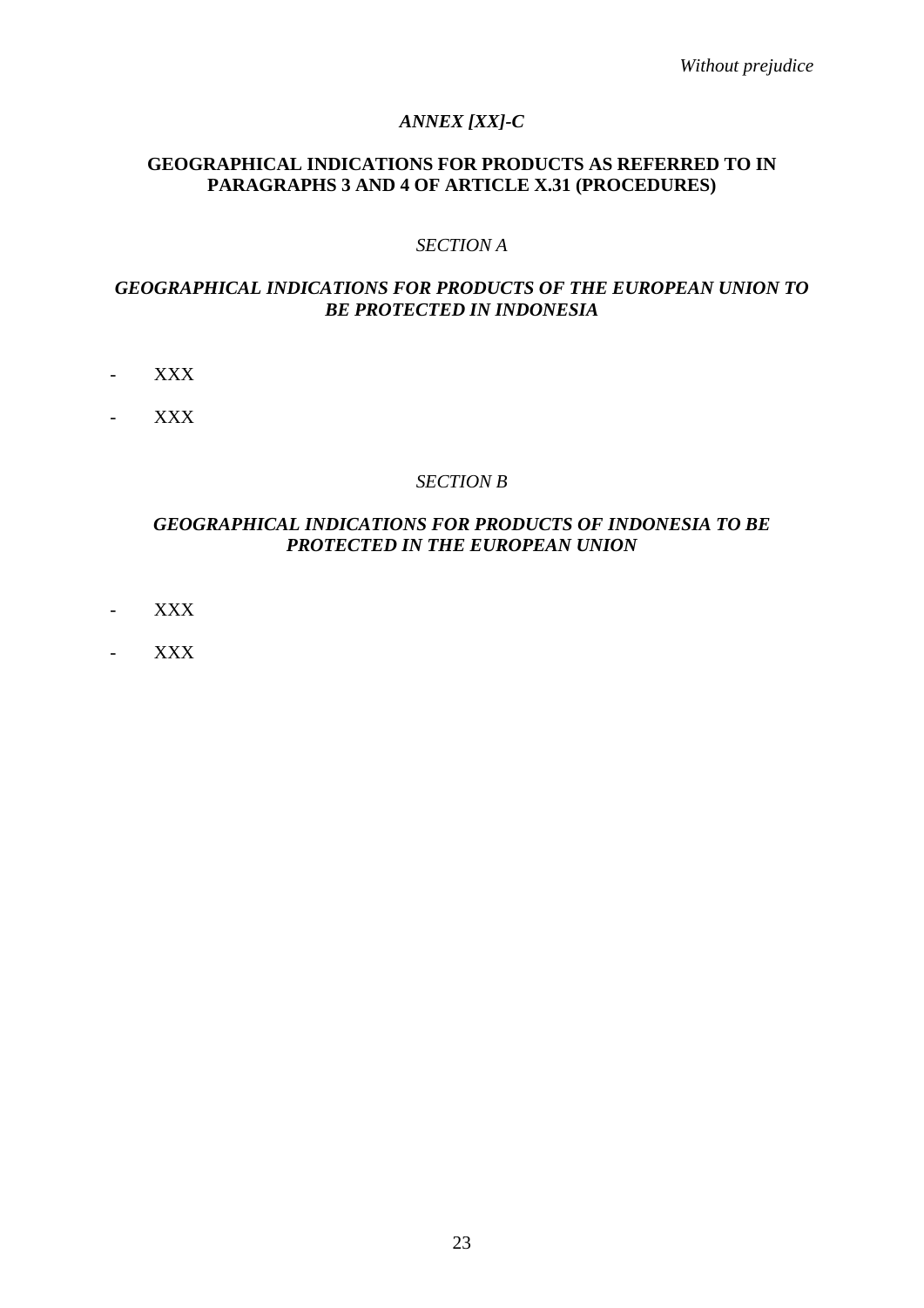*Without prejudice*

## *ANNEX [XX]-C*

## GEOGRAPHICAL INDICATIONS FOR PRODUCTS AS REFERRED TO IN PARAGRAPHS 3 AND 4 OF ARTICLE X.31 (PROCEDURES)

### *SECTION A*

### *GEOGRAPHICAL INDICATIONS FOR PRODUCTS OF THE EUROPEAN UNION TO BE PROTECTED IN INDONESIA*

- XXX
- XXX

### *SECTION B*

### *GEOGRAPHICAL INDICATIONS FOR PRODUCTS OF INDONESIA TO BE PROTECTED IN THE EUROPEAN UNION*

- XXX
- XXX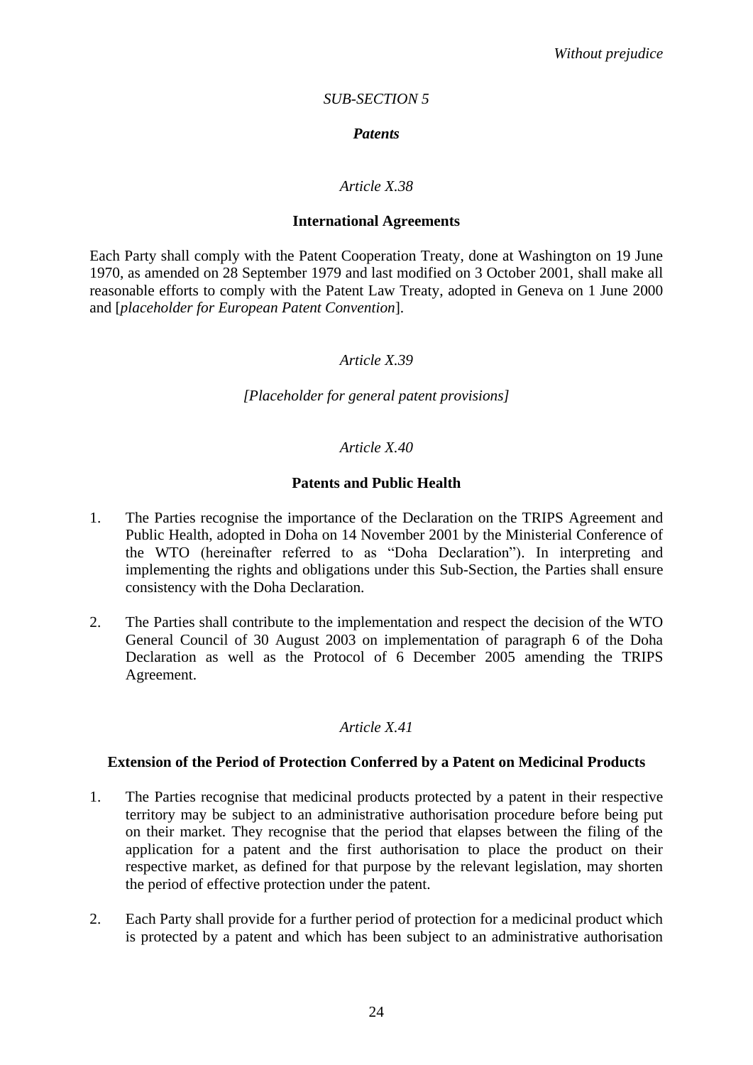*Without prejudice*

*SUB-SECTION 5*

***Patents***

*Article X.38*

**International Agreements**

Each Party shall comply with the Patent Cooperation Treaty, done at Washington on 19 June 1970, as amended on 28 September 1979 and last modified on 3 October 2001, shall make all reasonable efforts to comply with the Patent Law Treaty, adopted in Geneva on 1 June 2000 and [*placeholder for European Patent Convention*].

*Article X.39*

*[Placeholder for general patent provisions]*

*Article X.40*

**Patents and Public Health**

1. The Parties recognise the importance of the Declaration on the TRIPS Agreement and Public Health, adopted in Doha on 14 November 2001 by the Ministerial Conference of the WTO (hereinafter referred to as "Doha Declaration"). In interpreting and implementing the rights and obligations under this Sub-Section, the Parties shall ensure consistency with the Doha Declaration.

2. The Parties shall contribute to the implementation and respect the decision of the WTO General Council of 30 August 2003 on implementation of paragraph 6 of the Doha Declaration as well as the Protocol of 6 December 2005 amending the TRIPS Agreement.

*Article X.41*

**Extension of the Period of Protection Conferred by a Patent on Medicinal Products**

1. The Parties recognise that medicinal products protected by a patent in their respective territory may be subject to an administrative authorisation procedure before being put on their market. They recognise that the period that elapses between the filing of the application for a patent and the first authorisation to place the product on their respective market, as defined for that purpose by the relevant legislation, may shorten the period of effective protection under the patent.

2. Each Party shall provide for a further period of protection for a medicinal product which is protected by a patent and which has been subject to an administrative authorisation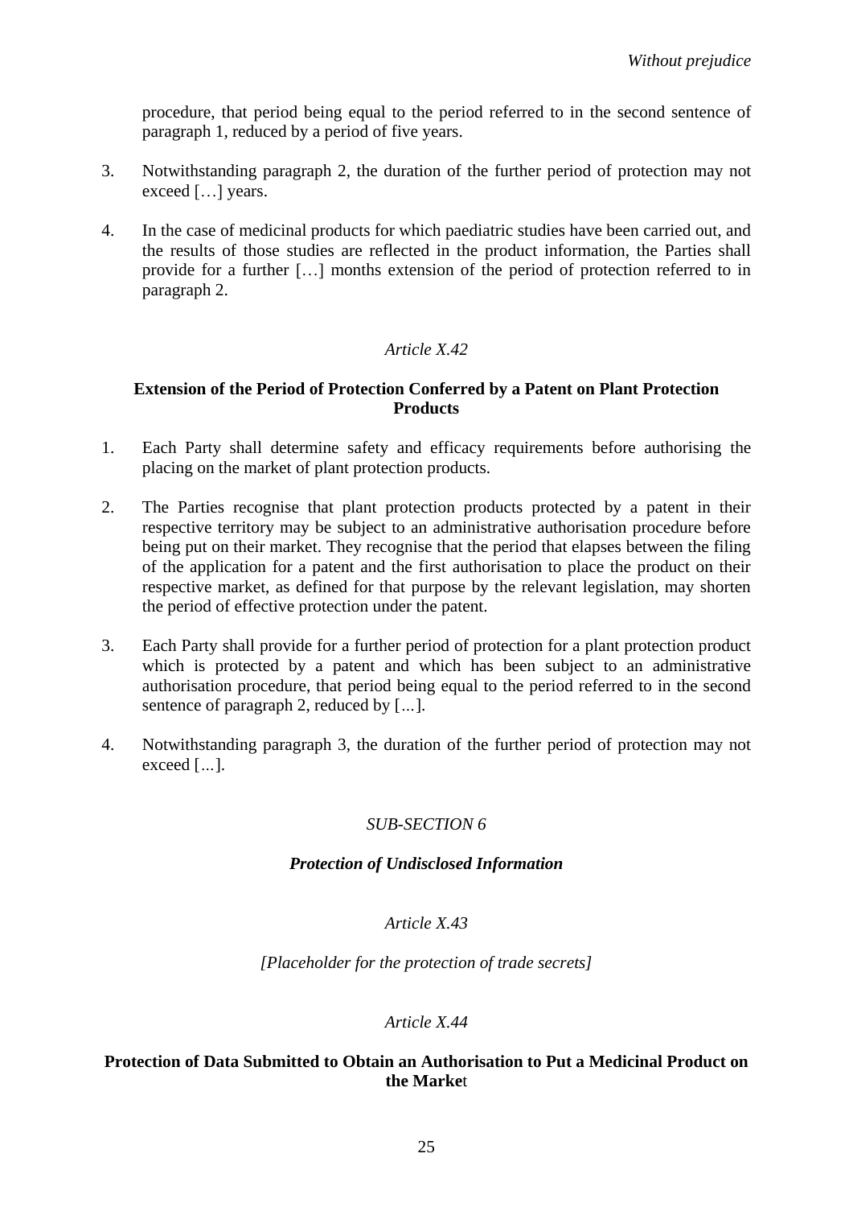procedure, that period being equal to the period referred to in the second sentence of paragraph 1, reduced by a period of five years.

3. Notwithstanding paragraph 2, the duration of the further period of protection may not exceed […] years.

4. In the case of medicinal products for which paediatric studies have been carried out, and the results of those studies are reflected in the product information, the Parties shall provide for a further […] months extension of the period of protection referred to in paragraph 2.

*Article X.42*

**Extension of the Period of Protection Conferred by a Patent on Plant Protection Products**

1. Each Party shall determine safety and efficacy requirements before authorising the placing on the market of plant protection products.

2. The Parties recognise that plant protection products protected by a patent in their respective territory may be subject to an administrative authorisation procedure before being put on their market. They recognise that the period that elapses between the filing of the application for a patent and the first authorisation to place the product on their respective market, as defined for that purpose by the relevant legislation, may shorten the period of effective protection under the patent.

3. Each Party shall provide for a further period of protection for a plant protection product which is protected by a patent and which has been subject to an administrative authorisation procedure, that period being equal to the period referred to in the second sentence of paragraph 2, reduced by [...].

4. Notwithstanding paragraph 3, the duration of the further period of protection may not exceed [...].

*SUB-SECTION 6*

***Protection of Undisclosed Information***

*Article X.43*

*[Placeholder for the protection of trade secrets]*

*Article X.44*

**Protection of Data Submitted to Obtain an Authorisation to Put a Medicinal Product on the Market**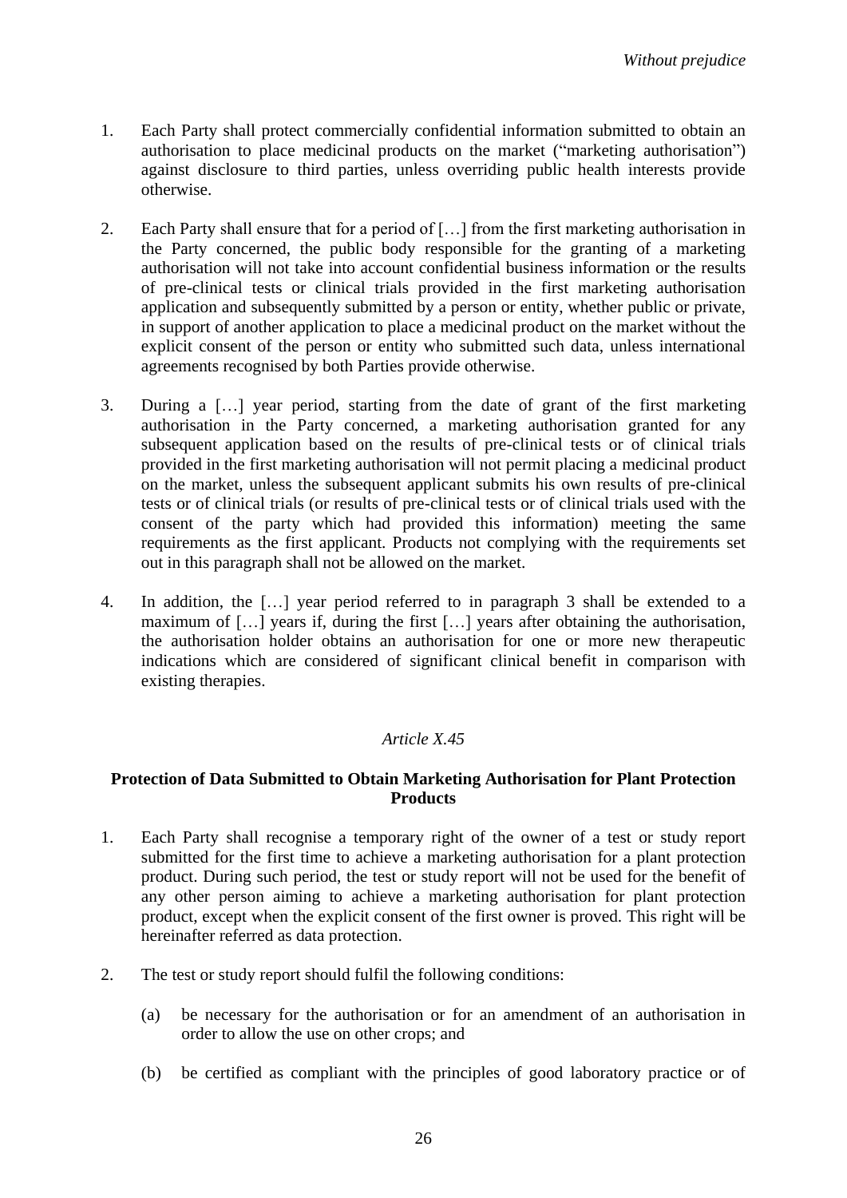1. Each Party shall protect commercially confidential information submitted to obtain an authorisation to place medicinal products on the market ("marketing authorisation") against disclosure to third parties, unless overriding public health interests provide otherwise.

2. Each Party shall ensure that for a period of […] from the first marketing authorisation in the Party concerned, the public body responsible for the granting of a marketing authorisation will not take into account confidential business information or the results of pre-clinical tests or clinical trials provided in the first marketing authorisation application and subsequently submitted by a person or entity, whether public or private, in support of another application to place a medicinal product on the market without the explicit consent of the person or entity who submitted such data, unless international agreements recognised by both Parties provide otherwise.

3. During a […] year period, starting from the date of grant of the first marketing authorisation in the Party concerned, a marketing authorisation granted for any subsequent application based on the results of pre-clinical tests or of clinical trials provided in the first marketing authorisation will not permit placing a medicinal product on the market, unless the subsequent applicant submits his own results of pre-clinical tests or of clinical trials (or results of pre-clinical tests or of clinical trials used with the consent of the party which had provided this information) meeting the same requirements as the first applicant. Products not complying with the requirements set out in this paragraph shall not be allowed on the market.

4. In addition, the […] year period referred to in paragraph 3 shall be extended to a maximum of […] years if, during the first […] years after obtaining the authorisation, the authorisation holder obtains an authorisation for one or more new therapeutic indications which are considered of significant clinical benefit in comparison with existing therapies.

*Article X.45*

**Protection of Data Submitted to Obtain Marketing Authorisation for Plant Protection Products**

1. Each Party shall recognise a temporary right of the owner of a test or study report submitted for the first time to achieve a marketing authorisation for a plant protection product. During such period, the test or study report will not be used for the benefit of any other person aiming to achieve a marketing authorisation for plant protection product, except when the explicit consent of the first owner is proved. This right will be hereinafter referred as data protection.

2. The test or study report should fulfil the following conditions:

   (a) be necessary for the authorisation or for an amendment of an authorisation in order to allow the use on other crops; and

   (b) be certified as compliant with the principles of good laboratory practice or of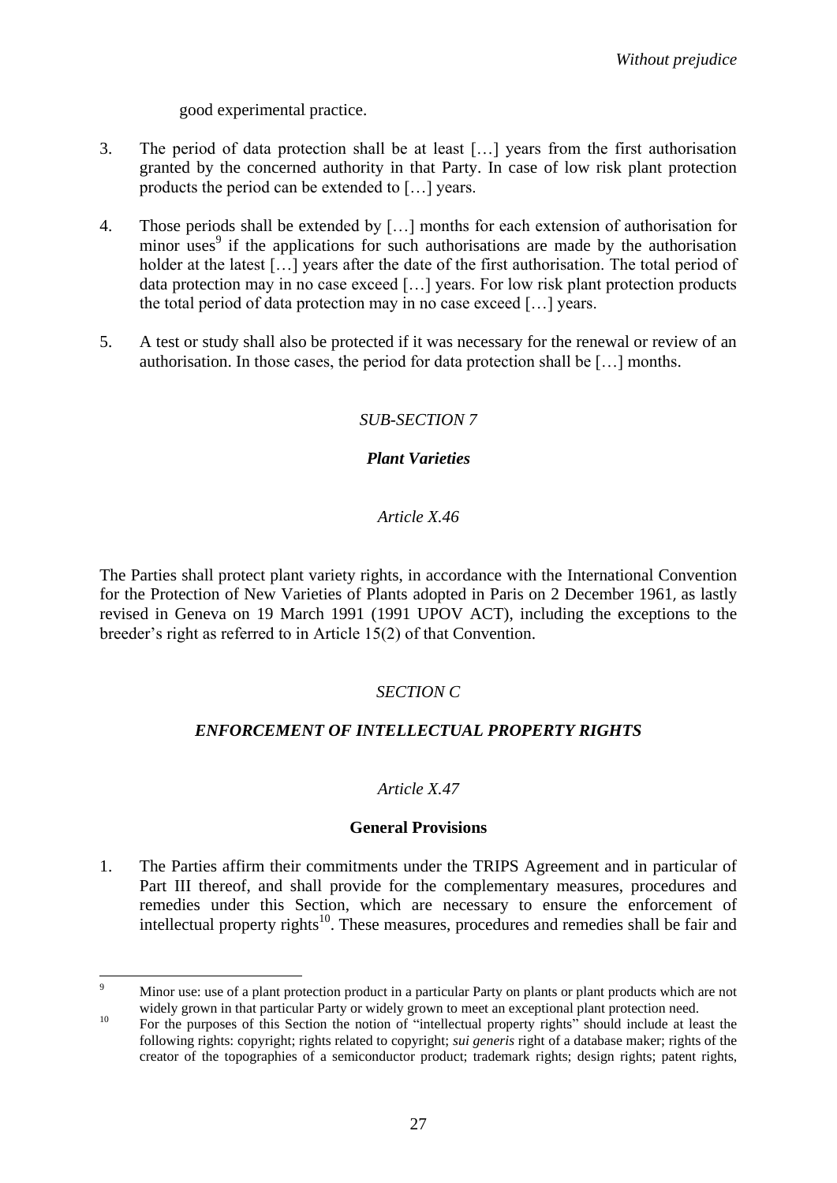good experimental practice.

3. The period of data protection shall be at least […] years from the first authorisation granted by the concerned authority in that Party. In case of low risk plant protection products the period can be extended to […] years.

4. Those periods shall be extended by […] months for each extension of authorisation for minor uses[9] if the applications for such authorisations are made by the authorisation holder at the latest […] years after the date of the first authorisation. The total period of data protection may in no case exceed […] years. For low risk plant protection products the total period of data protection may in no case exceed […] years.

5. A test or study shall also be protected if it was necessary for the renewal or review of an authorisation. In those cases, the period for data protection shall be […] months.

*SUB-SECTION 7*

***Plant Varieties***

*Article X.46*

The Parties shall protect plant variety rights, in accordance with the International Convention for the Protection of New Varieties of Plants adopted in Paris on 2 December 1961, as lastly revised in Geneva on 19 March 1991 (1991 UPOV ACT), including the exceptions to the breeder's right as referred to in Article 15(2) of that Convention.

*SECTION C*

***ENFORCEMENT OF INTELLECTUAL PROPERTY RIGHTS***

*Article X.47*

**General Provisions**

1. The Parties affirm their commitments under the TRIPS Agreement and in particular of Part III thereof, and shall provide for the complementary measures, procedures and remedies under this Section, which are necessary to ensure the enforcement of intellectual property rights[10]. These measures, procedures and remedies shall be fair and

---

[9] Minor use: use of a plant protection product in a particular Party on plants or plant products which are not widely grown in that particular Party or widely grown to meet an exceptional plant protection need.

[10] For the purposes of this Section the notion of "intellectual property rights" should include at least the following rights: copyright; rights related to copyright; *sui generis* right of a database maker; rights of the creator of the topographies of a semiconductor product; trademark rights; design rights; patent rights,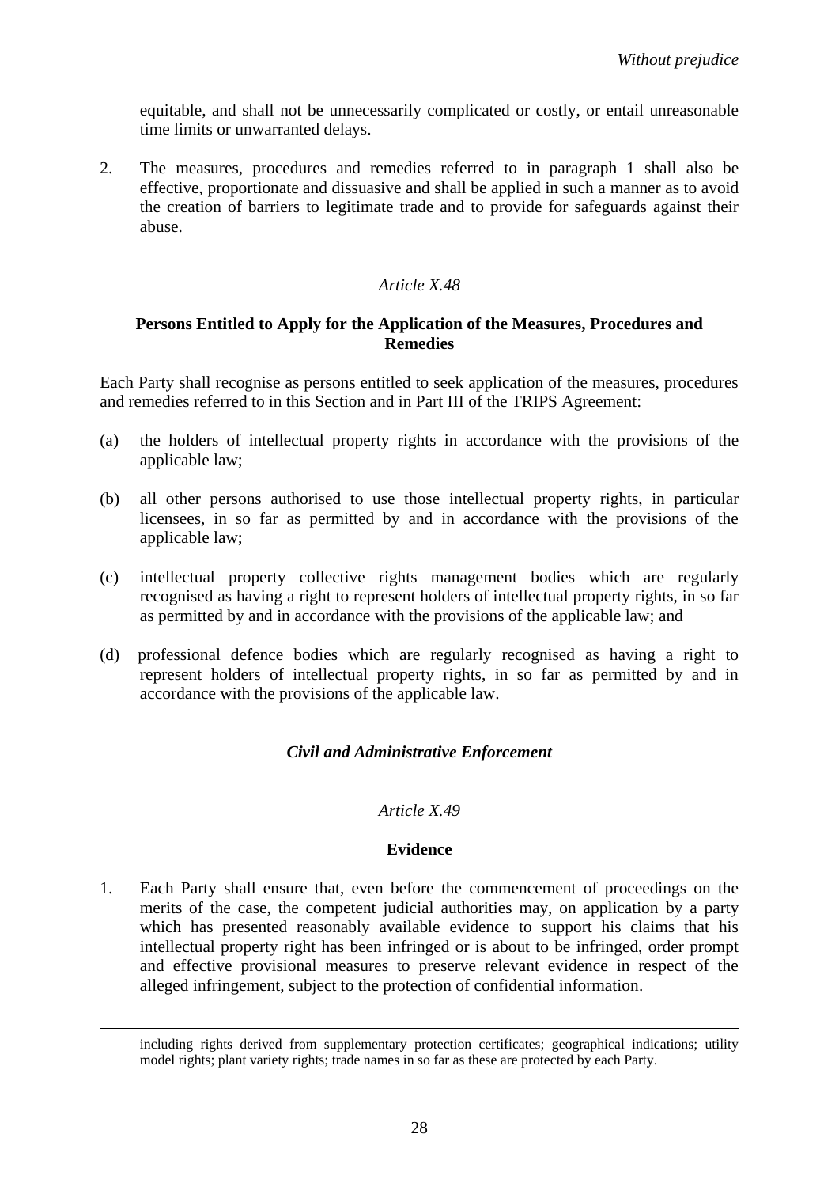equitable, and shall not be unnecessarily complicated or costly, or entail unreasonable time limits or unwarranted delays.

2. The measures, procedures and remedies referred to in paragraph 1 shall also be effective, proportionate and dissuasive and shall be applied in such a manner as to avoid the creation of barriers to legitimate trade and to provide for safeguards against their abuse.

*Article X.48*

**Persons Entitled to Apply for the Application of the Measures, Procedures and Remedies**

Each Party shall recognise as persons entitled to seek application of the measures, procedures and remedies referred to in this Section and in Part III of the TRIPS Agreement:

(a) the holders of intellectual property rights in accordance with the provisions of the applicable law;

(b) all other persons authorised to use those intellectual property rights, in particular licensees, in so far as permitted by and in accordance with the provisions of the applicable law;

(c) intellectual property collective rights management bodies which are regularly recognised as having a right to represent holders of intellectual property rights, in so far as permitted by and in accordance with the provisions of the applicable law; and

(d) professional defence bodies which are regularly recognised as having a right to represent holders of intellectual property rights, in so far as permitted by and in accordance with the provisions of the applicable law.

***Civil and Administrative Enforcement***

*Article X.49*

**Evidence**

1. Each Party shall ensure that, even before the commencement of proceedings on the merits of the case, the competent judicial authorities may, on application by a party which has presented reasonably available evidence to support his claims that his intellectual property right has been infringed or is about to be infringed, order prompt and effective provisional measures to preserve relevant evidence in respect of the alleged infringement, subject to the protection of confidential information.

---

including rights derived from supplementary protection certificates; geographical indications; utility model rights; plant variety rights; trade names in so far as these are protected by each Party.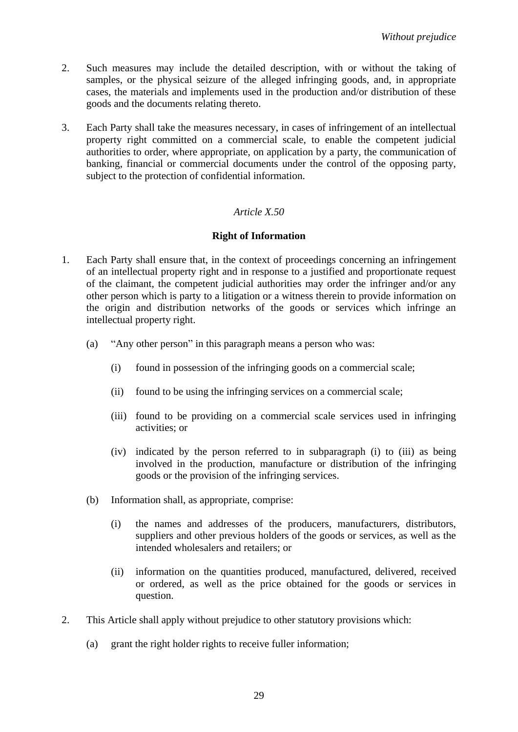2. Such measures may include the detailed description, with or without the taking of samples, or the physical seizure of the alleged infringing goods, and, in appropriate cases, the materials and implements used in the production and/or distribution of these goods and the documents relating thereto.

3. Each Party shall take the measures necessary, in cases of infringement of an intellectual property right committed on a commercial scale, to enable the competent judicial authorities to order, where appropriate, on application by a party, the communication of banking, financial or commercial documents under the control of the opposing party, subject to the protection of confidential information.

*Article X.50*

**Right of Information**

1. Each Party shall ensure that, in the context of proceedings concerning an infringement of an intellectual property right and in response to a justified and proportionate request of the claimant, the competent judicial authorities may order the infringer and/or any other person which is party to a litigation or a witness therein to provide information on the origin and distribution networks of the goods or services which infringe an intellectual property right.

   (a) "Any other person" in this paragraph means a person who was:

      (i) found in possession of the infringing goods on a commercial scale;

      (ii) found to be using the infringing services on a commercial scale;

      (iii) found to be providing on a commercial scale services used in infringing activities; or

      (iv) indicated by the person referred to in subparagraph (i) to (iii) as being involved in the production, manufacture or distribution of the infringing goods or the provision of the infringing services.

   (b) Information shall, as appropriate, comprise:

      (i) the names and addresses of the producers, manufacturers, distributors, suppliers and other previous holders of the goods or services, as well as the intended wholesalers and retailers; or

      (ii) information on the quantities produced, manufactured, delivered, received or ordered, as well as the price obtained for the goods or services in question.

2. This Article shall apply without prejudice to other statutory provisions which:

   (a) grant the right holder rights to receive fuller information;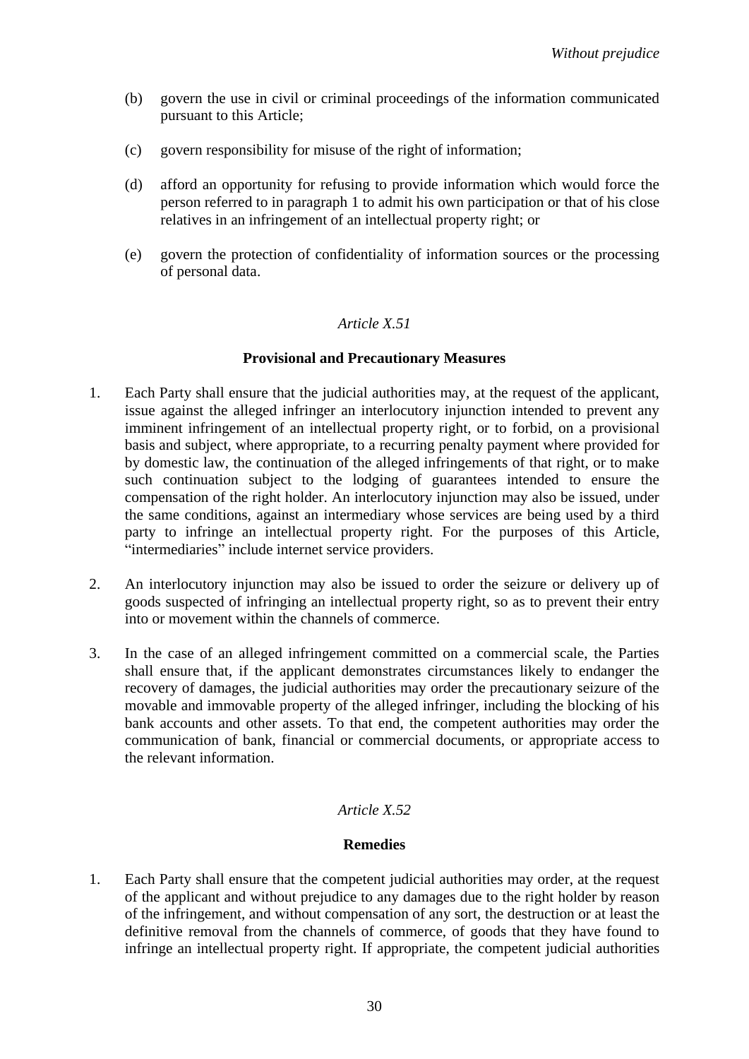(b) govern the use in civil or criminal proceedings of the information communicated pursuant to this Article;

(c) govern responsibility for misuse of the right of information;

(d) afford an opportunity for refusing to provide information which would force the person referred to in paragraph 1 to admit his own participation or that of his close relatives in an infringement of an intellectual property right; or

(e) govern the protection of confidentiality of information sources or the processing of personal data.

*Article X.51*

**Provisional and Precautionary Measures**

1. Each Party shall ensure that the judicial authorities may, at the request of the applicant, issue against the alleged infringer an interlocutory injunction intended to prevent any imminent infringement of an intellectual property right, or to forbid, on a provisional basis and subject, where appropriate, to a recurring penalty payment where provided for by domestic law, the continuation of the alleged infringements of that right, or to make such continuation subject to the lodging of guarantees intended to ensure the compensation of the right holder. An interlocutory injunction may also be issued, under the same conditions, against an intermediary whose services are being used by a third party to infringe an intellectual property right. For the purposes of this Article, "intermediaries" include internet service providers.

2. An interlocutory injunction may also be issued to order the seizure or delivery up of goods suspected of infringing an intellectual property right, so as to prevent their entry into or movement within the channels of commerce.

3. In the case of an alleged infringement committed on a commercial scale, the Parties shall ensure that, if the applicant demonstrates circumstances likely to endanger the recovery of damages, the judicial authorities may order the precautionary seizure of the movable and immovable property of the alleged infringer, including the blocking of his bank accounts and other assets. To that end, the competent authorities may order the communication of bank, financial or commercial documents, or appropriate access to the relevant information.

*Article X.52*

**Remedies**

1. Each Party shall ensure that the competent judicial authorities may order, at the request of the applicant and without prejudice to any damages due to the right holder by reason of the infringement, and without compensation of any sort, the destruction or at least the definitive removal from the channels of commerce, of goods that they have found to infringe an intellectual property right. If appropriate, the competent judicial authorities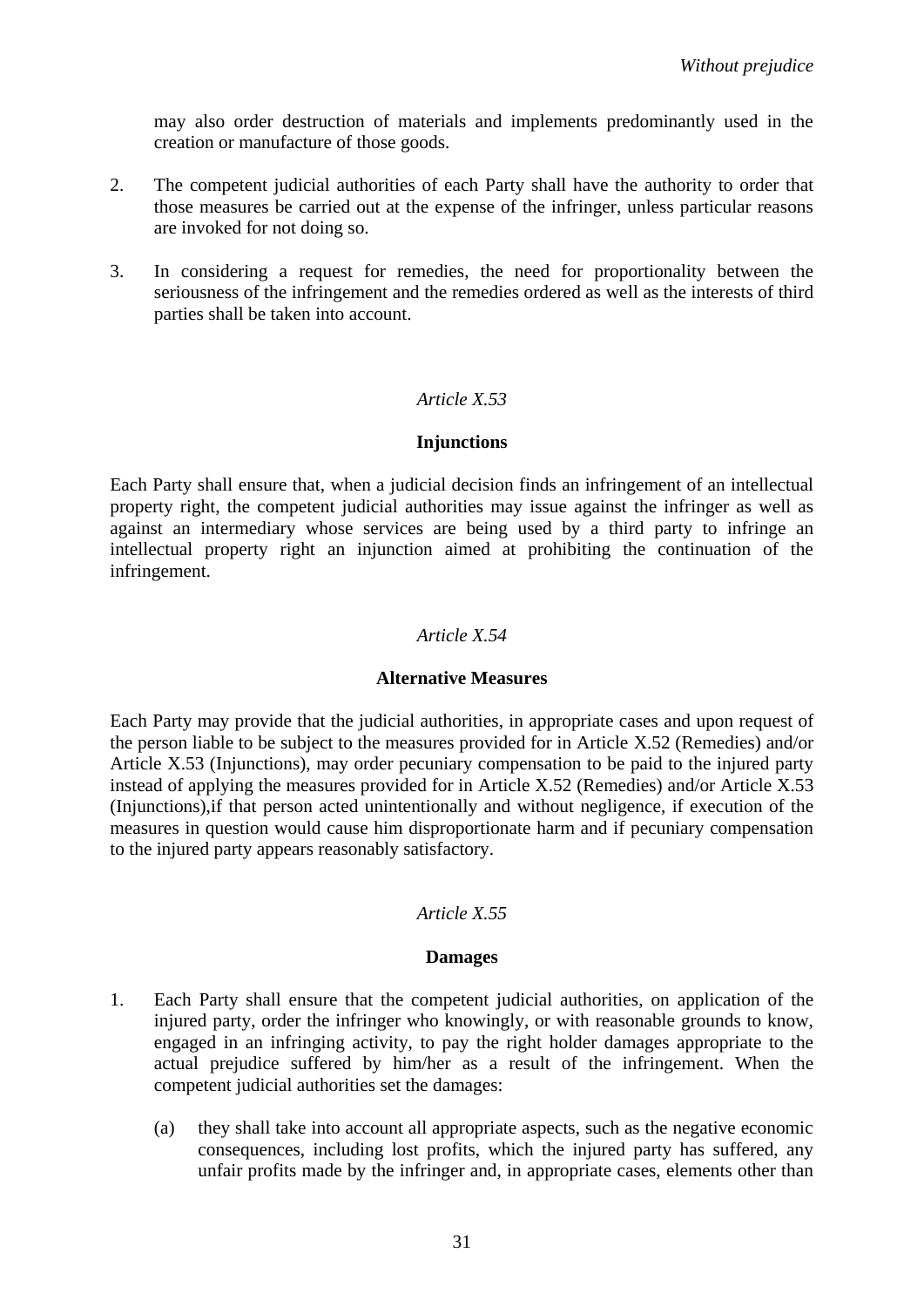may also order destruction of materials and implements predominantly used in the creation or manufacture of those goods.

2. The competent judicial authorities of each Party shall have the authority to order that those measures be carried out at the expense of the infringer, unless particular reasons are invoked for not doing so.

3. In considering a request for remedies, the need for proportionality between the seriousness of the infringement and the remedies ordered as well as the interests of third parties shall be taken into account.

*Article X.53*

**Injunctions**

Each Party shall ensure that, when a judicial decision finds an infringement of an intellectual property right, the competent judicial authorities may issue against the infringer as well as against an intermediary whose services are being used by a third party to infringe an intellectual property right an injunction aimed at prohibiting the continuation of the infringement.

*Article X.54*

**Alternative Measures**

Each Party may provide that the judicial authorities, in appropriate cases and upon request of the person liable to be subject to the measures provided for in Article X.52 (Remedies) and/or Article X.53 (Injunctions), may order pecuniary compensation to be paid to the injured party instead of applying the measures provided for in Article X.52 (Remedies) and/or Article X.53 (Injunctions),if that person acted unintentionally and without negligence, if execution of the measures in question would cause him disproportionate harm and if pecuniary compensation to the injured party appears reasonably satisfactory.

*Article X.55*

**Damages**

1. Each Party shall ensure that the competent judicial authorities, on application of the injured party, order the infringer who knowingly, or with reasonable grounds to know, engaged in an infringing activity, to pay the right holder damages appropriate to the actual prejudice suffered by him/her as a result of the infringement. When the competent judicial authorities set the damages:

   (a) they shall take into account all appropriate aspects, such as the negative economic consequences, including lost profits, which the injured party has suffered, any unfair profits made by the infringer and, in appropriate cases, elements other than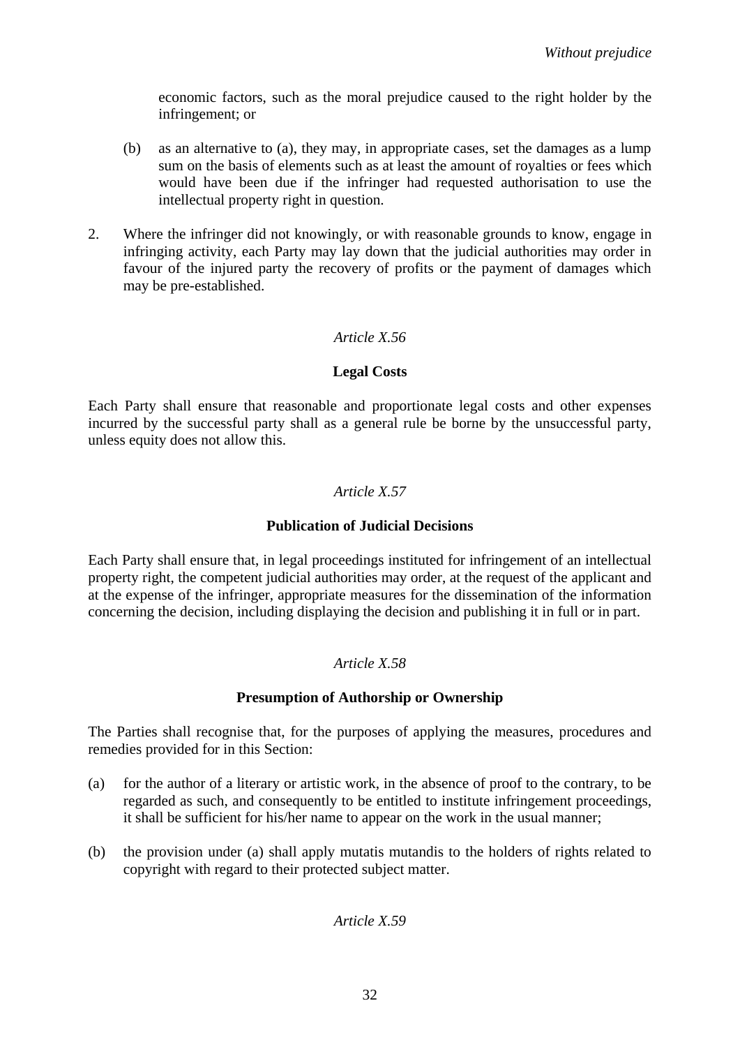economic factors, such as the moral prejudice caused to the right holder by the infringement; or

(b) as an alternative to (a), they may, in appropriate cases, set the damages as a lump sum on the basis of elements such as at least the amount of royalties or fees which would have been due if the infringer had requested authorisation to use the intellectual property right in question.

2. Where the infringer did not knowingly, or with reasonable grounds to know, engage in infringing activity, each Party may lay down that the judicial authorities may order in favour of the injured party the recovery of profits or the payment of damages which may be pre-established.

*Article X.56*

**Legal Costs**

Each Party shall ensure that reasonable and proportionate legal costs and other expenses incurred by the successful party shall as a general rule be borne by the unsuccessful party, unless equity does not allow this.

*Article X.57*

**Publication of Judicial Decisions**

Each Party shall ensure that, in legal proceedings instituted for infringement of an intellectual property right, the competent judicial authorities may order, at the request of the applicant and at the expense of the infringer, appropriate measures for the dissemination of the information concerning the decision, including displaying the decision and publishing it in full or in part.

*Article X.58*

**Presumption of Authorship or Ownership**

The Parties shall recognise that, for the purposes of applying the measures, procedures and remedies provided for in this Section:

(a) for the author of a literary or artistic work, in the absence of proof to the contrary, to be regarded as such, and consequently to be entitled to institute infringement proceedings, it shall be sufficient for his/her name to appear on the work in the usual manner;

(b) the provision under (a) shall apply mutatis mutandis to the holders of rights related to copyright with regard to their protected subject matter.

*Article X.59*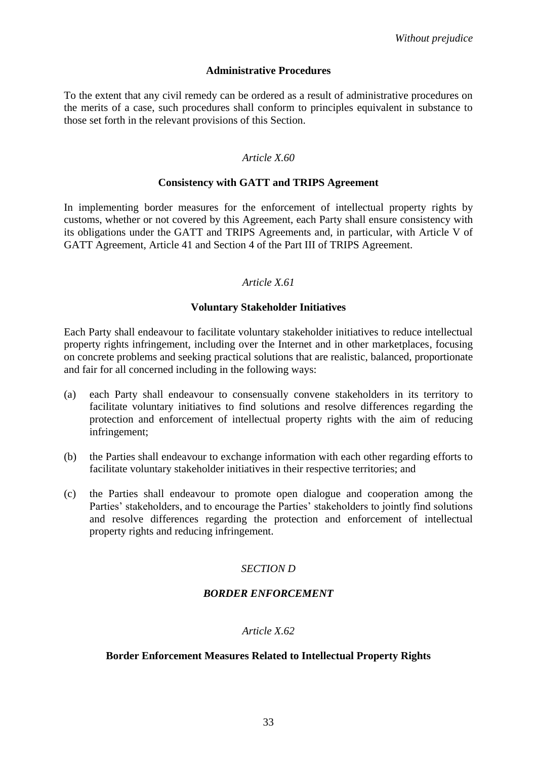*Without prejudice*

**Administrative Procedures**

To the extent that any civil remedy can be ordered as a result of administrative procedures on the merits of a case, such procedures shall conform to principles equivalent in substance to those set forth in the relevant provisions of this Section.

*Article X.60*

**Consistency with GATT and TRIPS Agreement**

In implementing border measures for the enforcement of intellectual property rights by customs, whether or not covered by this Agreement, each Party shall ensure consistency with its obligations under the GATT and TRIPS Agreements and, in particular, with Article V of GATT Agreement, Article 41 and Section 4 of the Part III of TRIPS Agreement.

*Article X.61*

**Voluntary Stakeholder Initiatives**

Each Party shall endeavour to facilitate voluntary stakeholder initiatives to reduce intellectual property rights infringement, including over the Internet and in other marketplaces, focusing on concrete problems and seeking practical solutions that are realistic, balanced, proportionate and fair for all concerned including in the following ways:

(a) each Party shall endeavour to consensually convene stakeholders in its territory to facilitate voluntary initiatives to find solutions and resolve differences regarding the protection and enforcement of intellectual property rights with the aim of reducing infringement;

(b) the Parties shall endeavour to exchange information with each other regarding efforts to facilitate voluntary stakeholder initiatives in their respective territories; and

(c) the Parties shall endeavour to promote open dialogue and cooperation among the Parties' stakeholders, and to encourage the Parties' stakeholders to jointly find solutions and resolve differences regarding the protection and enforcement of intellectual property rights and reducing infringement.

*SECTION D*

***BORDER ENFORCEMENT***

*Article X.62*

**Border Enforcement Measures Related to Intellectual Property Rights**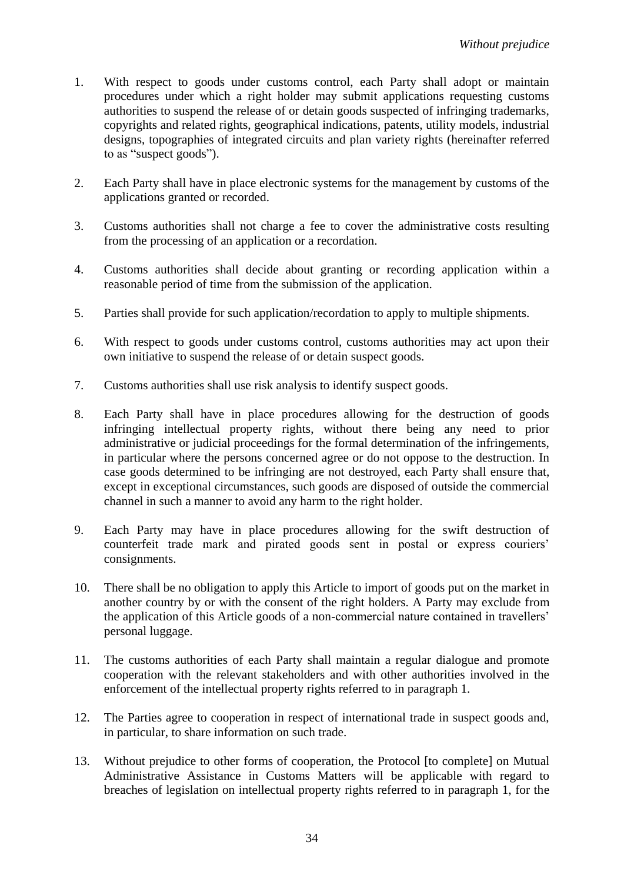1. With respect to goods under customs control, each Party shall adopt or maintain procedures under which a right holder may submit applications requesting customs authorities to suspend the release of or detain goods suspected of infringing trademarks, copyrights and related rights, geographical indications, patents, utility models, industrial designs, topographies of integrated circuits and plan variety rights (hereinafter referred to as "suspect goods").

2. Each Party shall have in place electronic systems for the management by customs of the applications granted or recorded.

3. Customs authorities shall not charge a fee to cover the administrative costs resulting from the processing of an application or a recordation.

4. Customs authorities shall decide about granting or recording application within a reasonable period of time from the submission of the application.

5. Parties shall provide for such application/recordation to apply to multiple shipments.

6. With respect to goods under customs control, customs authorities may act upon their own initiative to suspend the release of or detain suspect goods.

7. Customs authorities shall use risk analysis to identify suspect goods.

8. Each Party shall have in place procedures allowing for the destruction of goods infringing intellectual property rights, without there being any need to prior administrative or judicial proceedings for the formal determination of the infringements, in particular where the persons concerned agree or do not oppose to the destruction. In case goods determined to be infringing are not destroyed, each Party shall ensure that, except in exceptional circumstances, such goods are disposed of outside the commercial channel in such a manner to avoid any harm to the right holder.

9. Each Party may have in place procedures allowing for the swift destruction of counterfeit trade mark and pirated goods sent in postal or express couriers' consignments.

10. There shall be no obligation to apply this Article to import of goods put on the market in another country by or with the consent of the right holders. A Party may exclude from the application of this Article goods of a non-commercial nature contained in travellers' personal luggage.

11. The customs authorities of each Party shall maintain a regular dialogue and promote cooperation with the relevant stakeholders and with other authorities involved in the enforcement of the intellectual property rights referred to in paragraph 1.

12. The Parties agree to cooperation in respect of international trade in suspect goods and, in particular, to share information on such trade.

13. Without prejudice to other forms of cooperation, the Protocol [to complete] on Mutual Administrative Assistance in Customs Matters will be applicable with regard to breaches of legislation on intellectual property rights referred to in paragraph 1, for the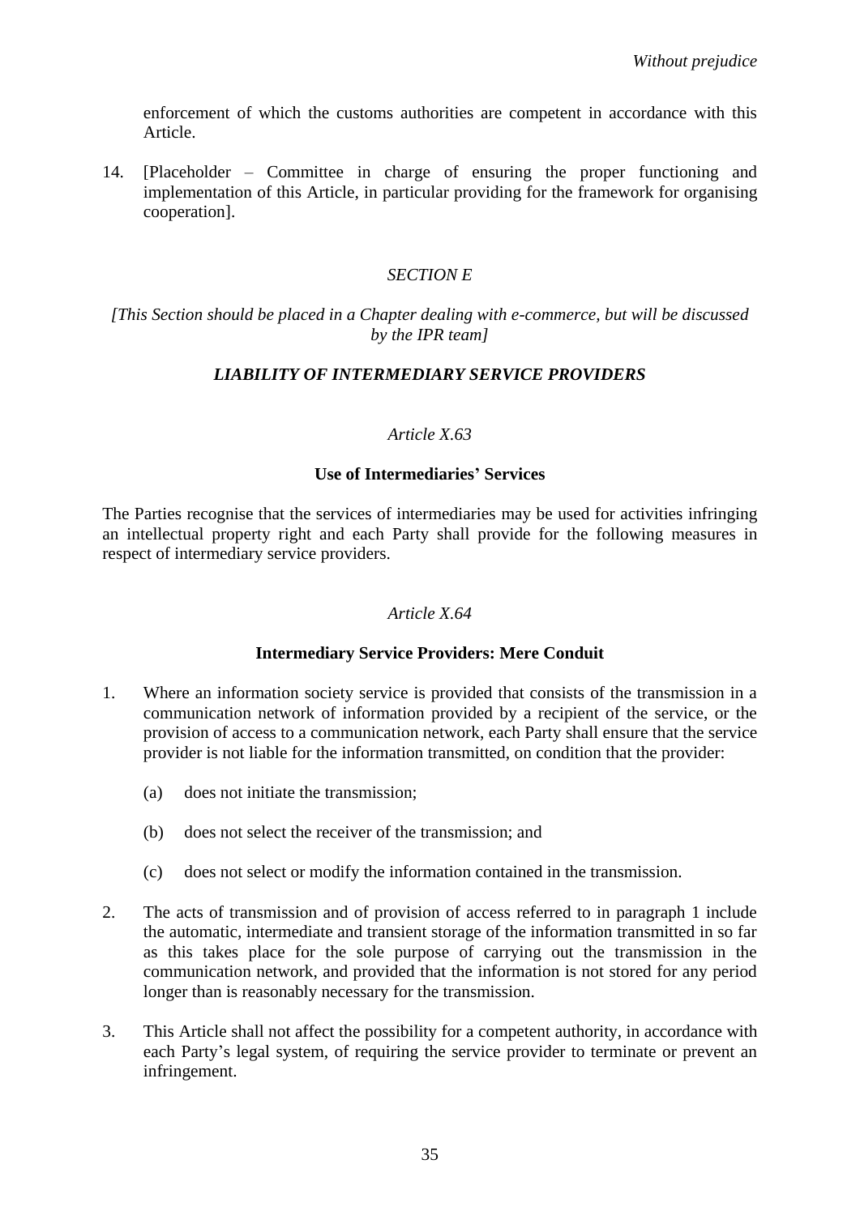enforcement of which the customs authorities are competent in accordance with this Article.

14. [Placeholder – Committee in charge of ensuring the proper functioning and implementation of this Article, in particular providing for the framework for organising cooperation].

*SECTION E*

*[This Section should be placed in a Chapter dealing with e-commerce, but will be discussed by the IPR team]*

***LIABILITY OF INTERMEDIARY SERVICE PROVIDERS***

*Article X.63*

**Use of Intermediaries' Services**

The Parties recognise that the services of intermediaries may be used for activities infringing an intellectual property right and each Party shall provide for the following measures in respect of intermediary service providers.

*Article X.64*

**Intermediary Service Providers: Mere Conduit**

1. Where an information society service is provided that consists of the transmission in a communication network of information provided by a recipient of the service, or the provision of access to a communication network, each Party shall ensure that the service provider is not liable for the information transmitted, on condition that the provider:

   (a) does not initiate the transmission;

   (b) does not select the receiver of the transmission; and

   (c) does not select or modify the information contained in the transmission.

2. The acts of transmission and of provision of access referred to in paragraph 1 include the automatic, intermediate and transient storage of the information transmitted in so far as this takes place for the sole purpose of carrying out the transmission in the communication network, and provided that the information is not stored for any period longer than is reasonably necessary for the transmission.

3. This Article shall not affect the possibility for a competent authority, in accordance with each Party's legal system, of requiring the service provider to terminate or prevent an infringement.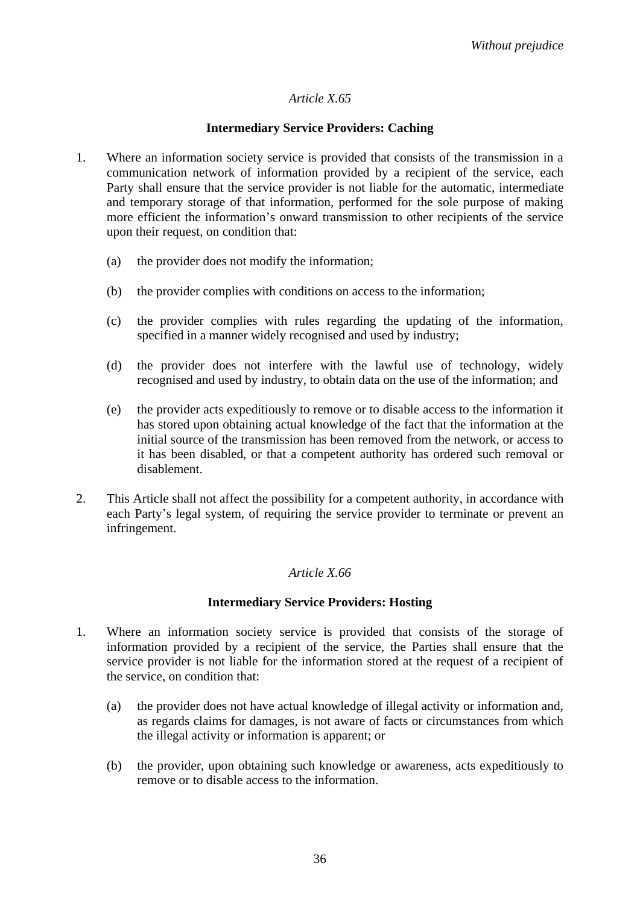*Without prejudice*

*Article X.65*

**Intermediary Service Providers: Caching**

1. Where an information society service is provided that consists of the transmission in a communication network of information provided by a recipient of the service, each Party shall ensure that the service provider is not liable for the automatic, intermediate and temporary storage of that information, performed for the sole purpose of making more efficient the information's onward transmission to other recipients of the service upon their request, on condition that:

   (a) the provider does not modify the information;

   (b) the provider complies with conditions on access to the information;

   (c) the provider complies with rules regarding the updating of the information, specified in a manner widely recognised and used by industry;

   (d) the provider does not interfere with the lawful use of technology, widely recognised and used by industry, to obtain data on the use of the information; and

   (e) the provider acts expeditiously to remove or to disable access to the information it has stored upon obtaining actual knowledge of the fact that the information at the initial source of the transmission has been removed from the network, or access to it has been disabled, or that a competent authority has ordered such removal or disablement.

2. This Article shall not affect the possibility for a competent authority, in accordance with each Party's legal system, of requiring the service provider to terminate or prevent an infringement.

*Article X.66*

**Intermediary Service Providers: Hosting**

1. Where an information society service is provided that consists of the storage of information provided by a recipient of the service, the Parties shall ensure that the service provider is not liable for the information stored at the request of a recipient of the service, on condition that:

   (a) the provider does not have actual knowledge of illegal activity or information and, as regards claims for damages, is not aware of facts or circumstances from which the illegal activity or information is apparent; or

   (b) the provider, upon obtaining such knowledge or awareness, acts expeditiously to remove or to disable access to the information.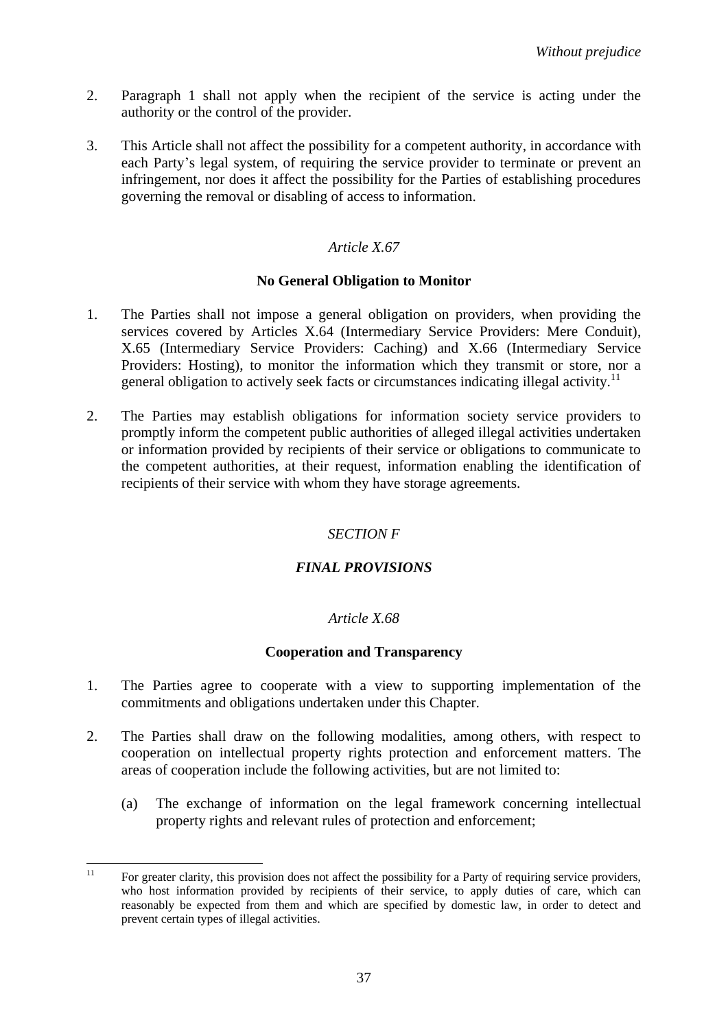2. Paragraph 1 shall not apply when the recipient of the service is acting under the authority or the control of the provider.

3. This Article shall not affect the possibility for a competent authority, in accordance with each Party's legal system, of requiring the service provider to terminate or prevent an infringement, nor does it affect the possibility for the Parties of establishing procedures governing the removal or disabling of access to information.

*Article X.67*

**No General Obligation to Monitor**

1. The Parties shall not impose a general obligation on providers, when providing the services covered by Articles X.64 (Intermediary Service Providers: Mere Conduit), X.65 (Intermediary Service Providers: Caching) and X.66 (Intermediary Service Providers: Hosting), to monitor the information which they transmit or store, nor a general obligation to actively seek facts or circumstances indicating illegal activity.[11]

2. The Parties may establish obligations for information society service providers to promptly inform the competent public authorities of alleged illegal activities undertaken or information provided by recipients of their service or obligations to communicate to the competent authorities, at their request, information enabling the identification of recipients of their service with whom they have storage agreements.

*SECTION F*

***FINAL PROVISIONS***

*Article X.68*

**Cooperation and Transparency**

1. The Parties agree to cooperate with a view to supporting implementation of the commitments and obligations undertaken under this Chapter.

2. The Parties shall draw on the following modalities, among others, with respect to cooperation on intellectual property rights protection and enforcement matters. The areas of cooperation include the following activities, but are not limited to:

   (a) The exchange of information on the legal framework concerning intellectual property rights and relevant rules of protection and enforcement;

---

[11] For greater clarity, this provision does not affect the possibility for a Party of requiring service providers, who host information provided by recipients of their service, to apply duties of care, which can reasonably be expected from them and which are specified by domestic law, in order to detect and prevent certain types of illegal activities.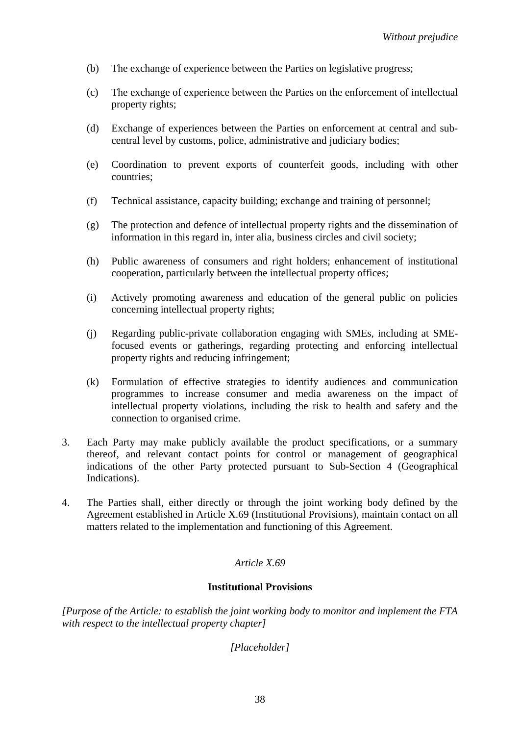(b) The exchange of experience between the Parties on legislative progress;

(c) The exchange of experience between the Parties on the enforcement of intellectual property rights;

(d) Exchange of experiences between the Parties on enforcement at central and sub-central level by customs, police, administrative and judiciary bodies;

(e) Coordination to prevent exports of counterfeit goods, including with other countries;

(f) Technical assistance, capacity building; exchange and training of personnel;

(g) The protection and defence of intellectual property rights and the dissemination of information in this regard in, inter alia, business circles and civil society;

(h) Public awareness of consumers and right holders; enhancement of institutional cooperation, particularly between the intellectual property offices;

(i) Actively promoting awareness and education of the general public on policies concerning intellectual property rights;

(j) Regarding public-private collaboration engaging with SMEs, including at SME-focused events or gatherings, regarding protecting and enforcing intellectual property rights and reducing infringement;

(k) Formulation of effective strategies to identify audiences and communication programmes to increase consumer and media awareness on the impact of intellectual property violations, including the risk to health and safety and the connection to organised crime.

3. Each Party may make publicly available the product specifications, or a summary thereof, and relevant contact points for control or management of geographical indications of the other Party protected pursuant to Sub-Section 4 (Geographical Indications).

4. The Parties shall, either directly or through the joint working body defined by the Agreement established in Article X.69 (Institutional Provisions), maintain contact on all matters related to the implementation and functioning of this Agreement.

*Article X.69*

**Institutional Provisions**

*[Purpose of the Article: to establish the joint working body to monitor and implement the FTA with respect to the intellectual property chapter]*

*[Placeholder]*